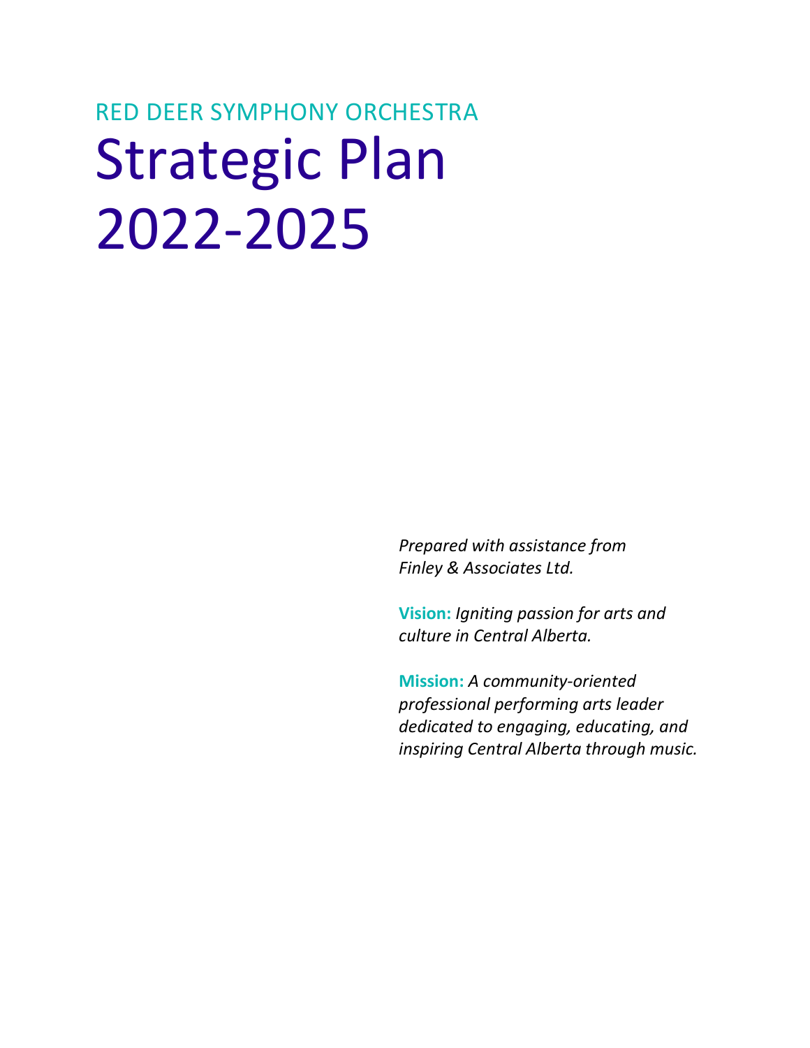RED DEER SYMPHONY ORCHESTRA

# Strategic Plan 2022-2025

*Prepared with assistance from Finley & Associates Ltd.*

**Vision:** *Igniting passion for arts and culture in Central Alberta.*

**Mission:** *A community-oriented professional performing arts leader dedicated to engaging, educating, and inspiring Central Alberta through music.*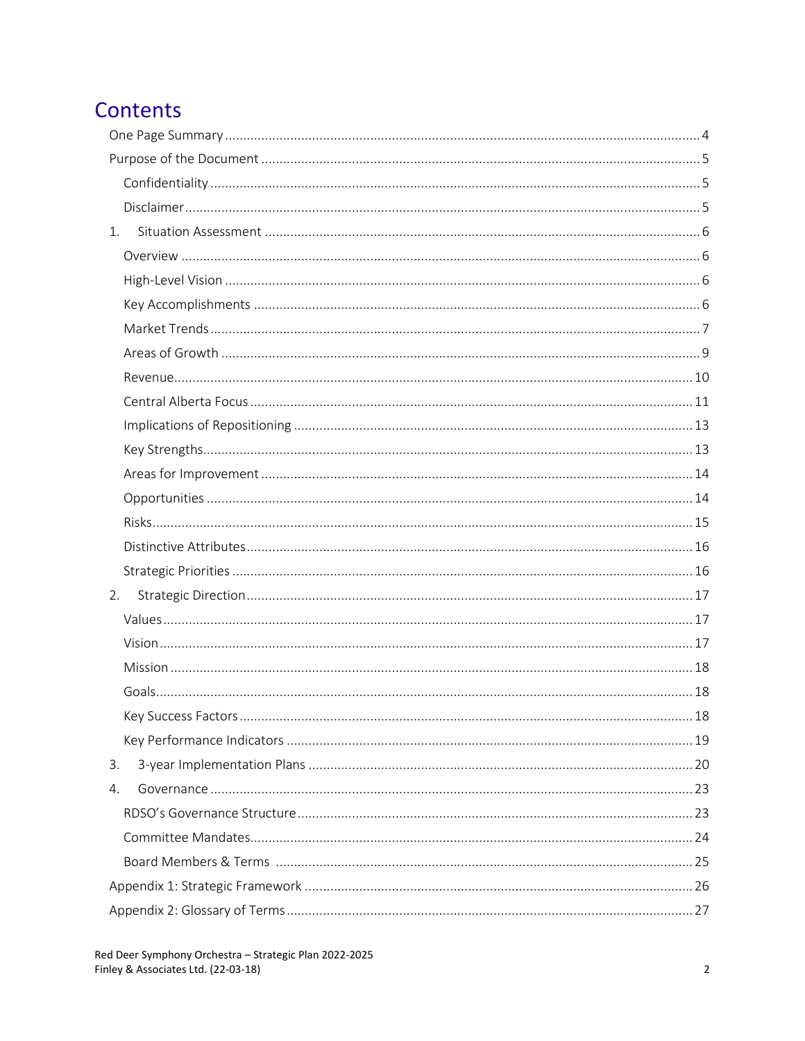# Contents

One Page Summary ... 4
Purpose of the Document ... 5
- Confidentiality ... 5
- Disclaimer ... 5

1. Situation Assessment ... 6
   - Overview ... 6
   - High-Level Vision ... 6
   - Key Accomplishments ... 6
   - Market Trends ... 7
   - Areas of Growth ... 9
   - Revenue ... 10
   - Central Alberta Focus ... 11
   - Implications of Repositioning ... 13
   - Key Strengths ... 13
   - Areas for Improvement ... 14
   - Opportunities ... 14
   - Risks ... 15
   - Distinctive Attributes ... 16
   - Strategic Priorities ... 16
2. Strategic Direction ... 17
   - Values ... 17
   - Vision ... 17
   - Mission ... 18
   - Goals ... 18
   - Key Success Factors ... 18
   - Key Performance Indicators ... 19
3. 3-year Implementation Plans ... 20
4. Governance ... 23
   - RDSO's Governance Structure ... 23
   - Committee Mandates ... 24
   - Board Members & Terms ... 25

Appendix 1: Strategic Framework ... 26
Appendix 2: Glossary of Terms ... 27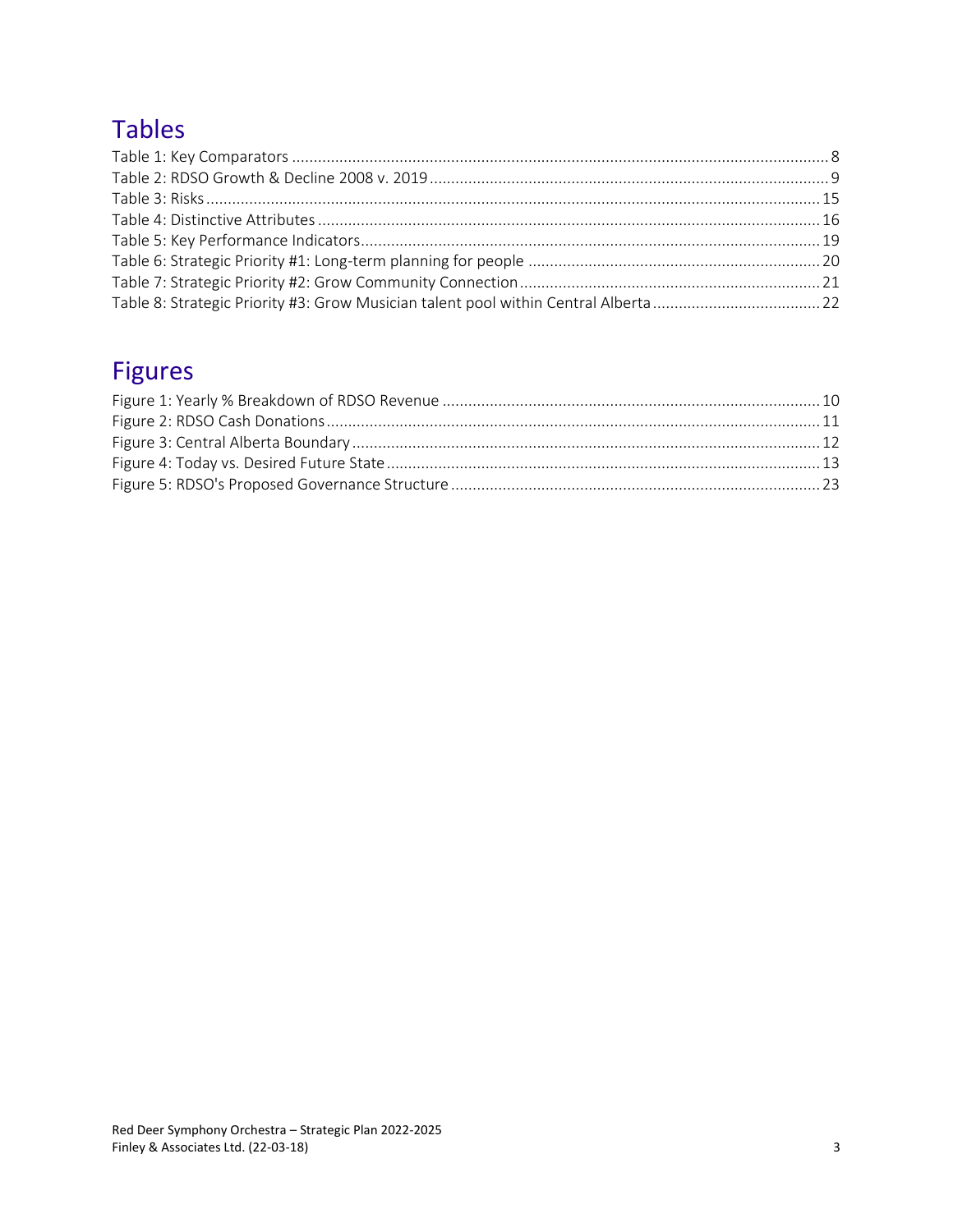## Tables

Table 1: Key Comparators ........................................................................................................................... 8
Table 2: RDSO Growth & Decline 2008 v. 2019 ........................................................................................... 9
Table 3: Risks ............................................................................................................................................. 15
Table 4: Distinctive Attributes ................................................................................................................... 16
Table 5: Key Performance Indicators ......................................................................................................... 19
Table 6: Strategic Priority #1: Long-term planning for people .................................................................. 20
Table 7: Strategic Priority #2: Grow Community Connection .................................................................... 21
Table 8: Strategic Priority #3: Grow Musician talent pool within Central Alberta ...................................... 22

## Figures

Figure 1: Yearly % Breakdown of RDSO Revenue ...................................................................................... 10
Figure 2: RDSO Cash Donations ................................................................................................................. 11
Figure 3: Central Alberta Boundary ........................................................................................................... 12
Figure 4: Today vs. Desired Future State ................................................................................................... 13
Figure 5: RDSO's Proposed Governance Structure .................................................................................... 23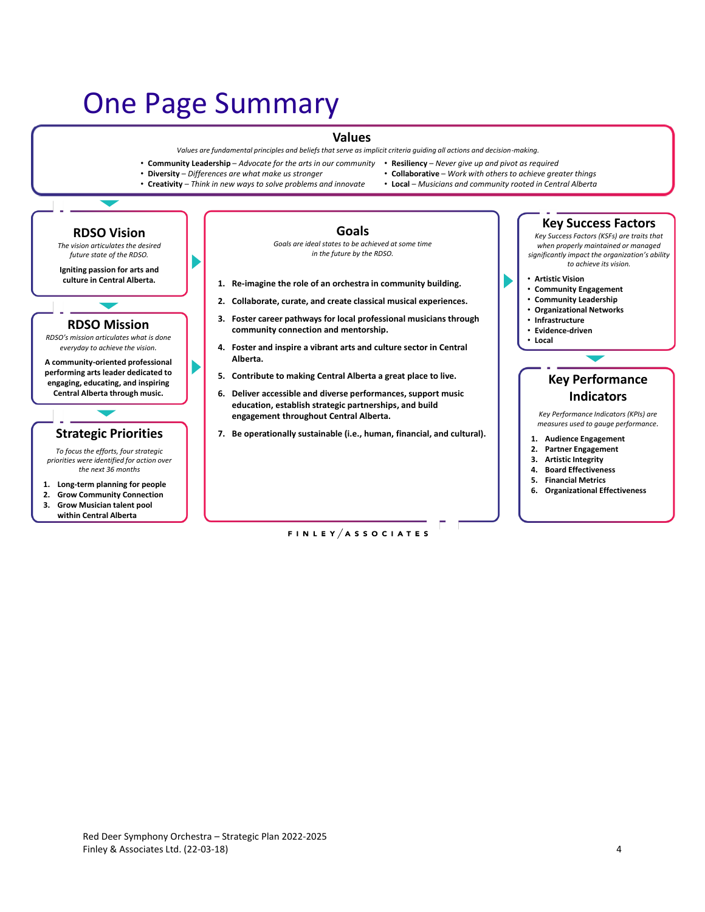# One Page Summary

## Values

*Values are fundamental principles and beliefs that serve as implicit criteria guiding all actions and decision-making.*

- **Community Leadership** – *Advocate for the arts in our community*
- **Diversity** – *Differences are what make us stronger*
- **Creativity** – *Think in new ways to solve problems and innovate*
- **Resiliency** – *Never give up and pivot as required*
- **Collaborative** – *Work with others to achieve greater things*
- **Local** – *Musicians and community rooted in Central Alberta*

## RDSO Vision

*The vision articulates the desired future state of the RDSO.*

**Igniting passion for arts and culture in Central Alberta.**

## RDSO Mission

*RDSO's mission articulates what is done everyday to achieve the vision.*

**A community-oriented professional performing arts leader dedicated to engaging, educating, and inspiring Central Alberta through music.**

## Strategic Priorities

*To focus the efforts, four strategic priorities were identified for action over the next 36 months*

1. **Long-term planning for people**
2. **Grow Community Connection**
3. **Grow Musician talent pool within Central Alberta**

## Goals

*Goals are ideal states to be achieved at some time in the future by the RDSO.*

1. **Re-imagine the role of an orchestra in community building.**
2. **Collaborate, curate, and create classical musical experiences.**
3. **Foster career pathways for local professional musicians through community connection and mentorship.**
4. **Foster and inspire a vibrant arts and culture sector in Central Alberta.**
5. **Contribute to making Central Alberta a great place to live.**
6. **Deliver accessible and diverse performances, support music education, establish strategic partnerships, and build engagement throughout Central Alberta.**
7. **Be operationally sustainable (i.e., human, financial, and cultural).**

## Key Success Factors

*Key Success Factors (KSFs) are traits that when properly maintained or managed significantly impact the organization's ability to achieve its vision.*

- **Artistic Vision**
- **Community Engagement**
- **Community Leadership**
- **Organizational Networks**
- **Infrastructure**
- **Evidence-driven**
- **Local**

## Key Performance Indicators

*Key Performance Indicators (KPIs) are measures used to gauge performance.*

1. **Audience Engagement**
2. **Partner Engagement**
3. **Artistic Integrity**
4. **Board Effectiveness**
5. **Financial Metrics**
6. **Organizational Effectiveness**

FINLEY/ASSOCIATES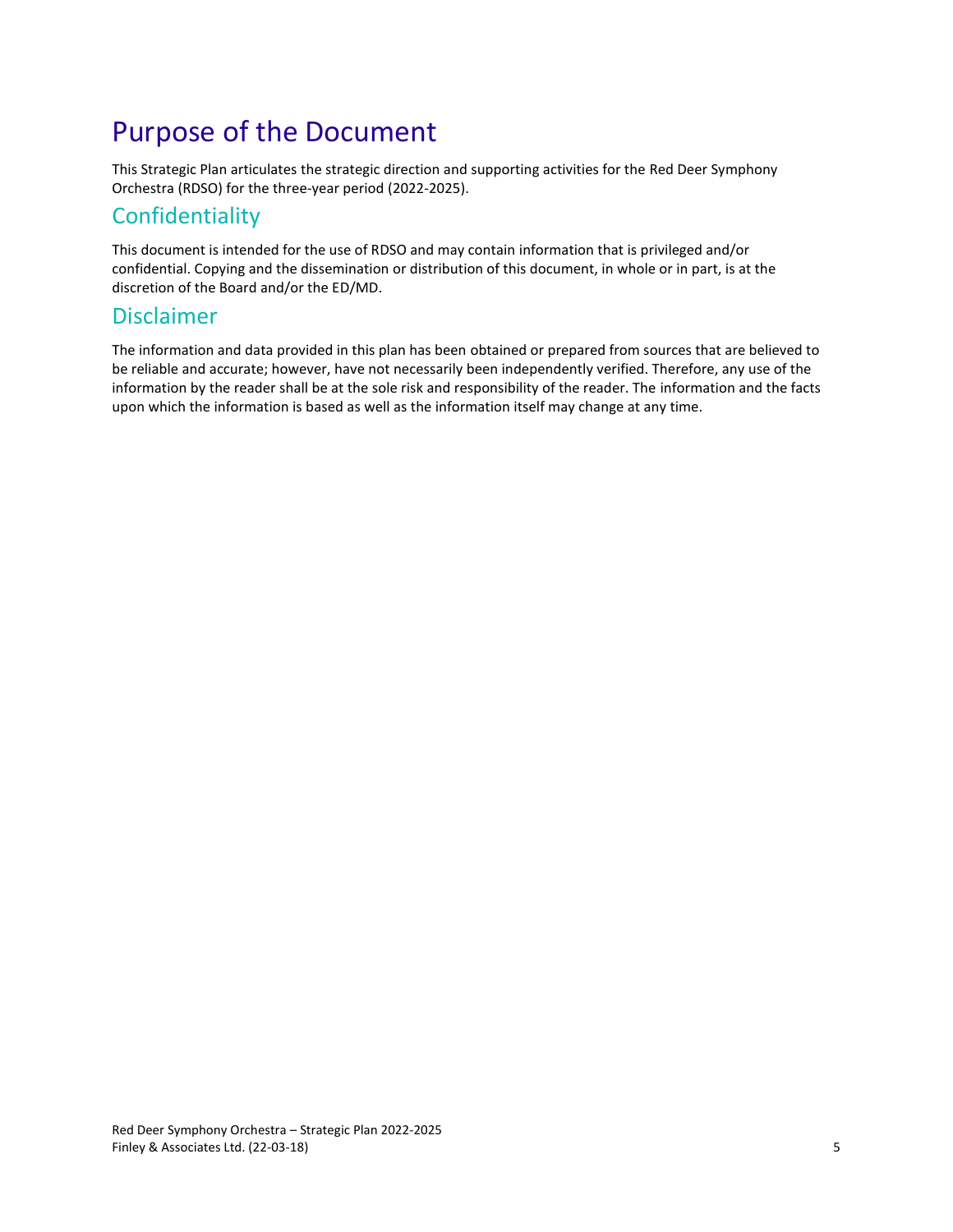# Purpose of the Document

This Strategic Plan articulates the strategic direction and supporting activities for the Red Deer Symphony Orchestra (RDSO) for the three-year period (2022-2025).

## Confidentiality

This document is intended for the use of RDSO and may contain information that is privileged and/or confidential. Copying and the dissemination or distribution of this document, in whole or in part, is at the discretion of the Board and/or the ED/MD.

## Disclaimer

The information and data provided in this plan has been obtained or prepared from sources that are believed to be reliable and accurate; however, have not necessarily been independently verified. Therefore, any use of the information by the reader shall be at the sole risk and responsibility of the reader. The information and the facts upon which the information is based as well as the information itself may change at any time.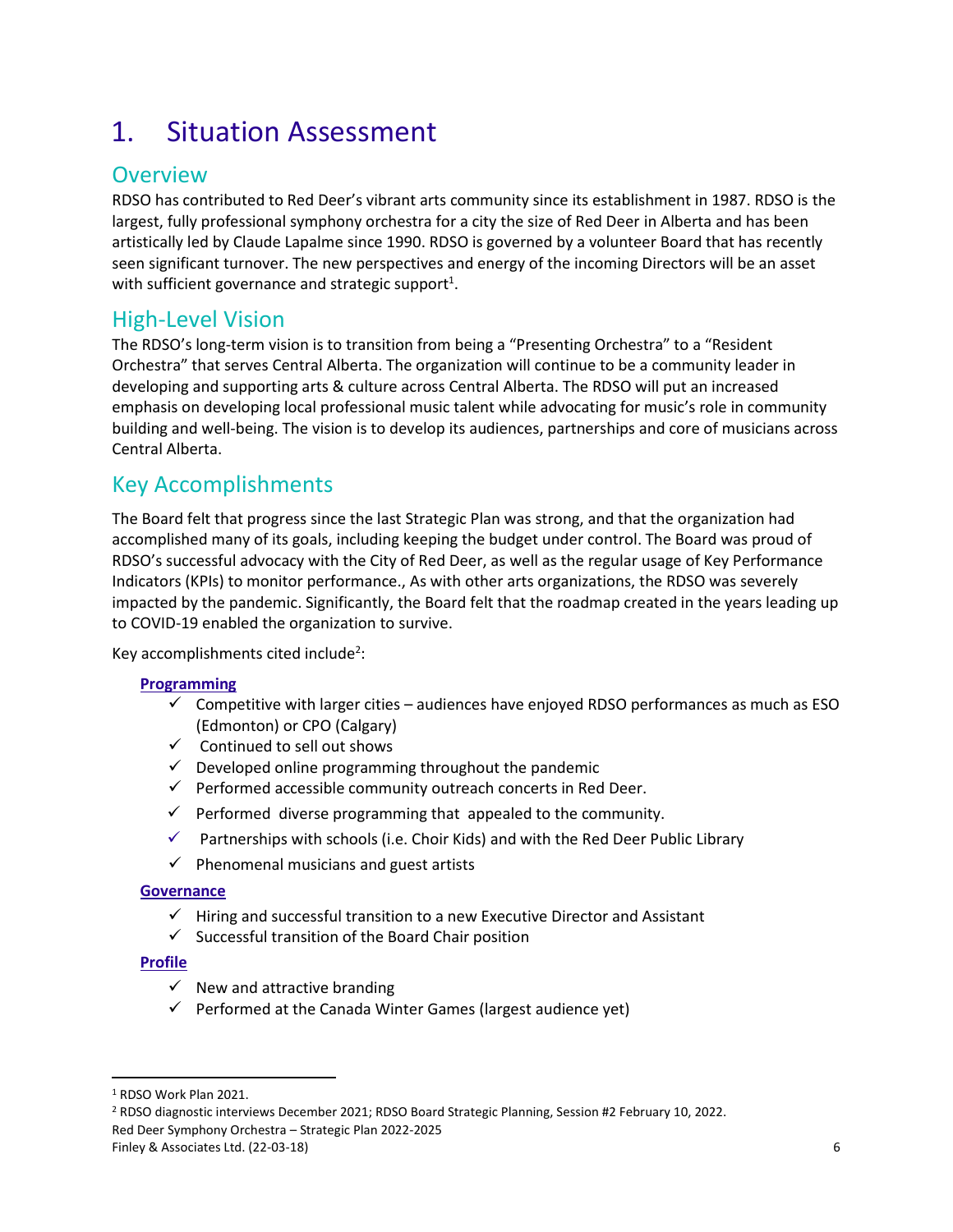# 1. Situation Assessment

## Overview

RDSO has contributed to Red Deer's vibrant arts community since its establishment in 1987. RDSO is the largest, fully professional symphony orchestra for a city the size of Red Deer in Alberta and has been artistically led by Claude Lapalme since 1990. RDSO is governed by a volunteer Board that has recently seen significant turnover. The new perspectives and energy of the incoming Directors will be an asset with sufficient governance and strategic support[1].

## High-Level Vision

The RDSO's long-term vision is to transition from being a "Presenting Orchestra" to a "Resident Orchestra" that serves Central Alberta. The organization will continue to be a community leader in developing and supporting arts & culture across Central Alberta. The RDSO will put an increased emphasis on developing local professional music talent while advocating for music's role in community building and well-being. The vision is to develop its audiences, partnerships and core of musicians across Central Alberta.

## Key Accomplishments

The Board felt that progress since the last Strategic Plan was strong, and that the organization had accomplished many of its goals, including keeping the budget under control. The Board was proud of RDSO's successful advocacy with the City of Red Deer, as well as the regular usage of Key Performance Indicators (KPIs) to monitor performance., As with other arts organizations, the RDSO was severely impacted by the pandemic. Significantly, the Board felt that the roadmap created in the years leading up to COVID-19 enabled the organization to survive.

Key accomplishments cited include[2]:

**Programming**

- ✓ Competitive with larger cities – audiences have enjoyed RDSO performances as much as ESO (Edmonton) or CPO (Calgary)
- ✓ Continued to sell out shows
- ✓ Developed online programming throughout the pandemic
- ✓ Performed accessible community outreach concerts in Red Deer.
- ✓ Performed diverse programming that appealed to the community.
- ✓ Partnerships with schools (i.e. Choir Kids) and with the Red Deer Public Library
- ✓ Phenomenal musicians and guest artists

**Governance**

- ✓ Hiring and successful transition to a new Executive Director and Assistant
- ✓ Successful transition of the Board Chair position

**Profile**

- ✓ New and attractive branding
- ✓ Performed at the Canada Winter Games (largest audience yet)

---

[1] RDSO Work Plan 2021.

[2] RDSO diagnostic interviews December 2021; RDSO Board Strategic Planning, Session #2 February 10, 2022.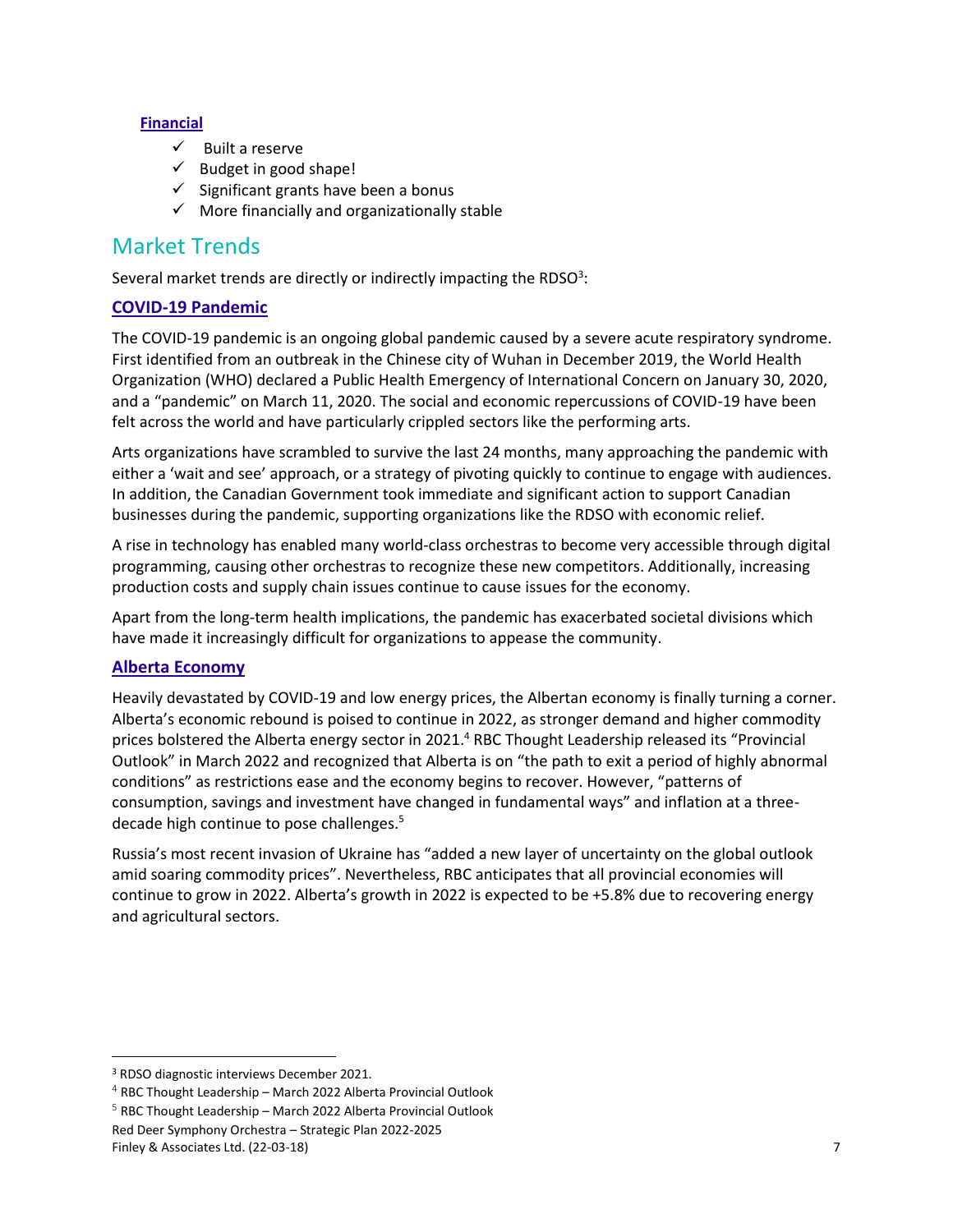### Financial

- ✓ Built a reserve
- ✓ Budget in good shape!
- ✓ Significant grants have been a bonus
- ✓ More financially and organizationally stable

## Market Trends

Several market trends are directly or indirectly impacting the RDSO[3]:

### COVID-19 Pandemic

The COVID-19 pandemic is an ongoing global pandemic caused by a severe acute respiratory syndrome. First identified from an outbreak in the Chinese city of Wuhan in December 2019, the World Health Organization (WHO) declared a Public Health Emergency of International Concern on January 30, 2020, and a "pandemic" on March 11, 2020. The social and economic repercussions of COVID-19 have been felt across the world and have particularly crippled sectors like the performing arts.

Arts organizations have scrambled to survive the last 24 months, many approaching the pandemic with either a 'wait and see' approach, or a strategy of pivoting quickly to continue to engage with audiences. In addition, the Canadian Government took immediate and significant action to support Canadian businesses during the pandemic, supporting organizations like the RDSO with economic relief.

A rise in technology has enabled many world-class orchestras to become very accessible through digital programming, causing other orchestras to recognize these new competitors. Additionally, increasing production costs and supply chain issues continue to cause issues for the economy.

Apart from the long-term health implications, the pandemic has exacerbated societal divisions which have made it increasingly difficult for organizations to appease the community.

### Alberta Economy

Heavily devastated by COVID-19 and low energy prices, the Albertan economy is finally turning a corner. Alberta's economic rebound is poised to continue in 2022, as stronger demand and higher commodity prices bolstered the Alberta energy sector in 2021.[4] RBC Thought Leadership released its "Provincial Outlook" in March 2022 and recognized that Alberta is on "the path to exit a period of highly abnormal conditions" as restrictions ease and the economy begins to recover. However, "patterns of consumption, savings and investment have changed in fundamental ways" and inflation at a three-decade high continue to pose challenges.[5]

Russia's most recent invasion of Ukraine has "added a new layer of uncertainty on the global outlook amid soaring commodity prices". Nevertheless, RBC anticipates that all provincial economies will continue to grow in 2022. Alberta's growth in 2022 is expected to be +5.8% due to recovering energy and agricultural sectors.

---

[3] RDSO diagnostic interviews December 2021.

[4] RBC Thought Leadership – March 2022 Alberta Provincial Outlook

[5] RBC Thought Leadership – March 2022 Alberta Provincial Outlook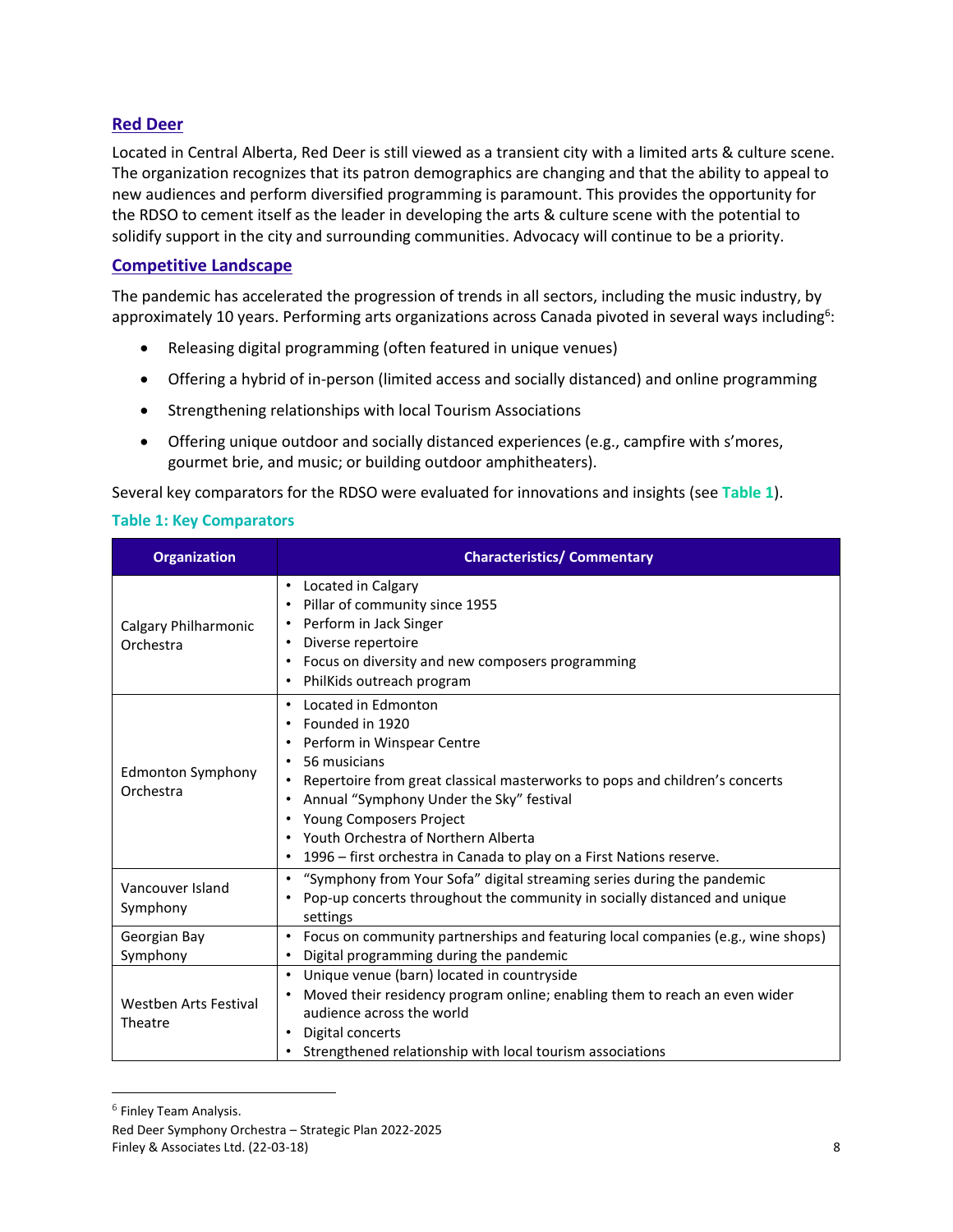## Red Deer

Located in Central Alberta, Red Deer is still viewed as a transient city with a limited arts & culture scene. The organization recognizes that its patron demographics are changing and that the ability to appeal to new audiences and perform diversified programming is paramount. This provides the opportunity for the RDSO to cement itself as the leader in developing the arts & culture scene with the potential to solidify support in the city and surrounding communities. Advocacy will continue to be a priority.

## Competitive Landscape

The pandemic has accelerated the progression of trends in all sectors, including the music industry, by approximately 10 years. Performing arts organizations across Canada pivoted in several ways including[6]:

- Releasing digital programming (often featured in unique venues)
- Offering a hybrid of in-person (limited access and socially distanced) and online programming
- Strengthening relationships with local Tourism Associations
- Offering unique outdoor and socially distanced experiences (e.g., campfire with s'mores, gourmet brie, and music; or building outdoor amphitheaters).

Several key comparators for the RDSO were evaluated for innovations and insights (see **Table 1**).

**Table 1: Key Comparators**

| Organization | Characteristics/ Commentary |
|---|---|
| Calgary Philharmonic Orchestra | • Located in Calgary<br>• Pillar of community since 1955<br>• Perform in Jack Singer<br>• Diverse repertoire<br>• Focus on diversity and new composers programming<br>• PhilKids outreach program |
| Edmonton Symphony Orchestra | • Located in Edmonton<br>• Founded in 1920<br>• Perform in Winspear Centre<br>• 56 musicians<br>• Repertoire from great classical masterworks to pops and children's concerts<br>• Annual "Symphony Under the Sky" festival<br>• Young Composers Project<br>• Youth Orchestra of Northern Alberta<br>• 1996 – first orchestra in Canada to play on a First Nations reserve. |
| Vancouver Island Symphony | • "Symphony from Your Sofa" digital streaming series during the pandemic<br>• Pop-up concerts throughout the community in socially distanced and unique settings |
| Georgian Bay Symphony | • Focus on community partnerships and featuring local companies (e.g., wine shops)<br>• Digital programming during the pandemic |
| Westben Arts Festival Theatre | • Unique venue (barn) located in countryside<br>• Moved their residency program online; enabling them to reach an even wider audience across the world<br>• Digital concerts<br>• Strengthened relationship with local tourism associations |

[6] Finley Team Analysis.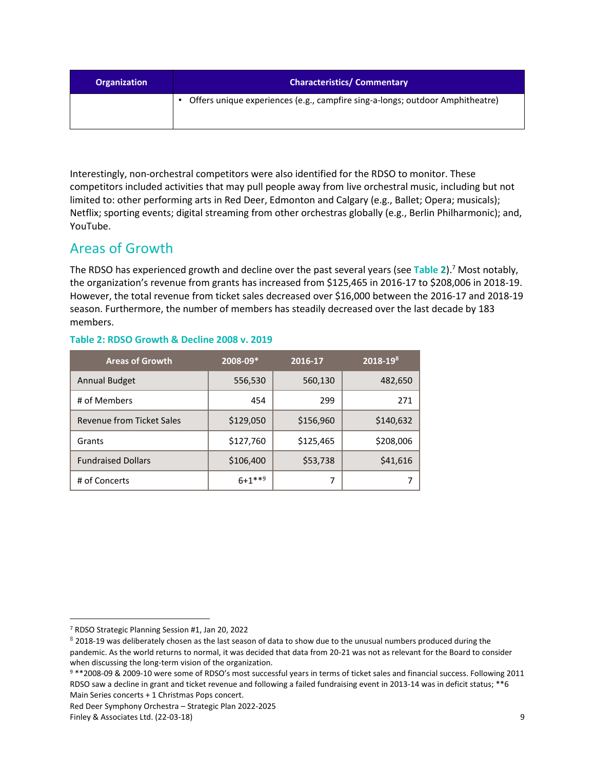| Organization | Characteristics/ Commentary |
| --- | --- |
| | • Offers unique experiences (e.g., campfire sing-a-longs; outdoor Amphitheatre) |

Interestingly, non-orchestral competitors were also identified for the RDSO to monitor. These competitors included activities that may pull people away from live orchestral music, including but not limited to: other performing arts in Red Deer, Edmonton and Calgary (e.g., Ballet; Opera; musicals); Netflix; sporting events; digital streaming from other orchestras globally (e.g., Berlin Philharmonic); and, YouTube.

## Areas of Growth

The RDSO has experienced growth and decline over the past several years (see **Table 2**).[7] Most notably, the organization's revenue from grants has increased from $125,465 in 2016-17 to $208,006 in 2018-19. However, the total revenue from ticket sales decreased over $16,000 between the 2016-17 and 2018-19 season. Furthermore, the number of members has steadily decreased over the last decade by 183 members.

**Table 2: RDSO Growth & Decline 2008 v. 2019**

| Areas of Growth | 2008-09* | 2016-17 | 2018-19[8] |
| --- | --- | --- | --- |
| Annual Budget | 556,530 | 560,130 | 482,650 |
| # of Members | 454 | 299 | 271 |
| Revenue from Ticket Sales | $129,050 | $156,960 | $140,632 |
| Grants | $127,760 | $125,465 | $208,006 |
| Fundraised Dollars | $106,400 | $53,738 | $41,616 |
| # of Concerts | 6+1**[9] | 7 | 7 |

[7] RDSO Strategic Planning Session #1, Jan 20, 2022

[8] 2018-19 was deliberately chosen as the last season of data to show due to the unusual numbers produced during the pandemic. As the world returns to normal, it was decided that data from 20-21 was not as relevant for the Board to consider when discussing the long-term vision of the organization.

[9] **2008-09 & 2009-10 were some of RDSO's most successful years in terms of ticket sales and financial success. Following 2011 RDSO saw a decline in grant and ticket revenue and following a failed fundraising event in 2013-14 was in deficit status; **6 Main Series concerts + 1 Christmas Pops concert.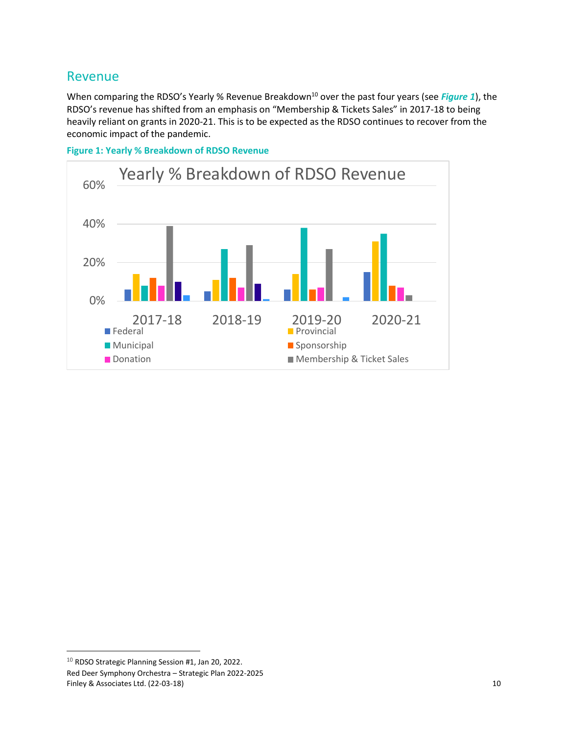## Revenue

When comparing the RDSO's Yearly % Revenue Breakdown[10] over the past four years (see ***Figure 1***), the RDSO's revenue has shifted from an emphasis on "Membership & Tickets Sales" in 2017-18 to being heavily reliant on grants in 2020-21. This is to be expected as the RDSO continues to recover from the economic impact of the pandemic.

**Figure 1: Yearly % Breakdown of RDSO Revenue**

Yearly % Breakdown of RDSO Revenue

60%

40%

20%

0%

2017-18 2018-19 2019-20 2020-21

Federal

Provincial

Municipal

Sponsorship

Donation

Membership & Ticket Sales

[10] RDSO Strategic Planning Session #1, Jan 20, 2022.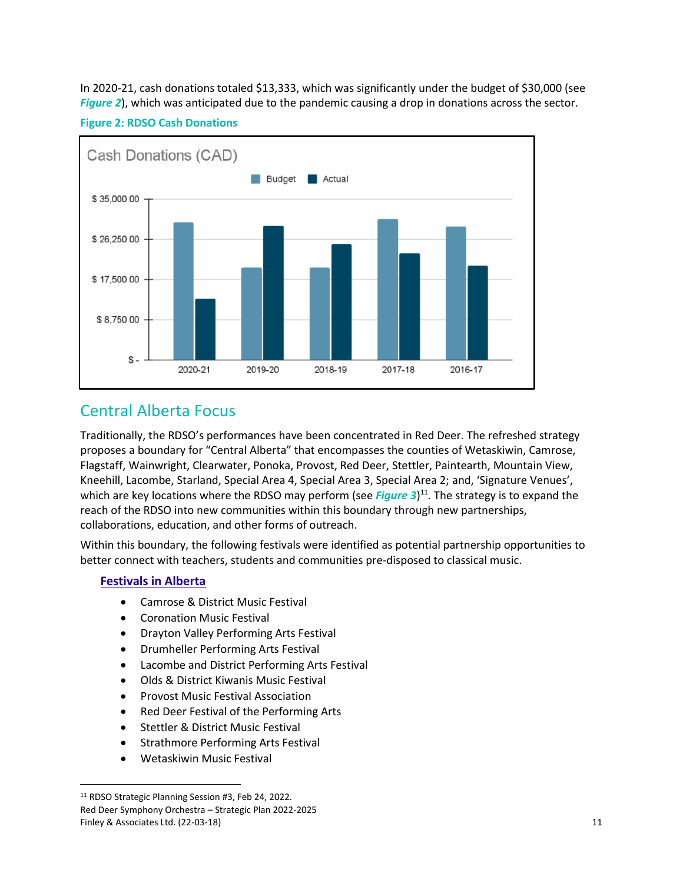In 2020-21, cash donations totaled $13,333, which was significantly under the budget of $30,000 (see ***Figure 2***), which was anticipated due to the pandemic causing a drop in donations across the sector.

**Figure 2: RDSO Cash Donations**

## Central Alberta Focus

Traditionally, the RDSO's performances have been concentrated in Red Deer. The refreshed strategy proposes a boundary for "Central Alberta" that encompasses the counties of Wetaskiwin, Camrose, Flagstaff, Wainwright, Clearwater, Ponoka, Provost, Red Deer, Stettler, Paintearth, Mountain View, Kneehill, Lacombe, Starland, Special Area 4, Special Area 3, Special Area 2; and, 'Signature Venues', which are key locations where the RDSO may perform (see ***Figure 3***)[11]. The strategy is to expand the reach of the RDSO into new communities within this boundary through new partnerships, collaborations, education, and other forms of outreach.

Within this boundary, the following festivals were identified as potential partnership opportunities to better connect with teachers, students and communities pre-disposed to classical music.

**Festivals in Alberta**

- Camrose & District Music Festival
- Coronation Music Festival
- Drayton Valley Performing Arts Festival
- Drumheller Performing Arts Festival
- Lacombe and District Performing Arts Festival
- Olds & District Kiwanis Music Festival
- Provost Music Festival Association
- Red Deer Festival of the Performing Arts
- Stettler & District Music Festival
- Strathmore Performing Arts Festival
- Wetaskiwin Music Festival

[11] RDSO Strategic Planning Session #3, Feb 24, 2022.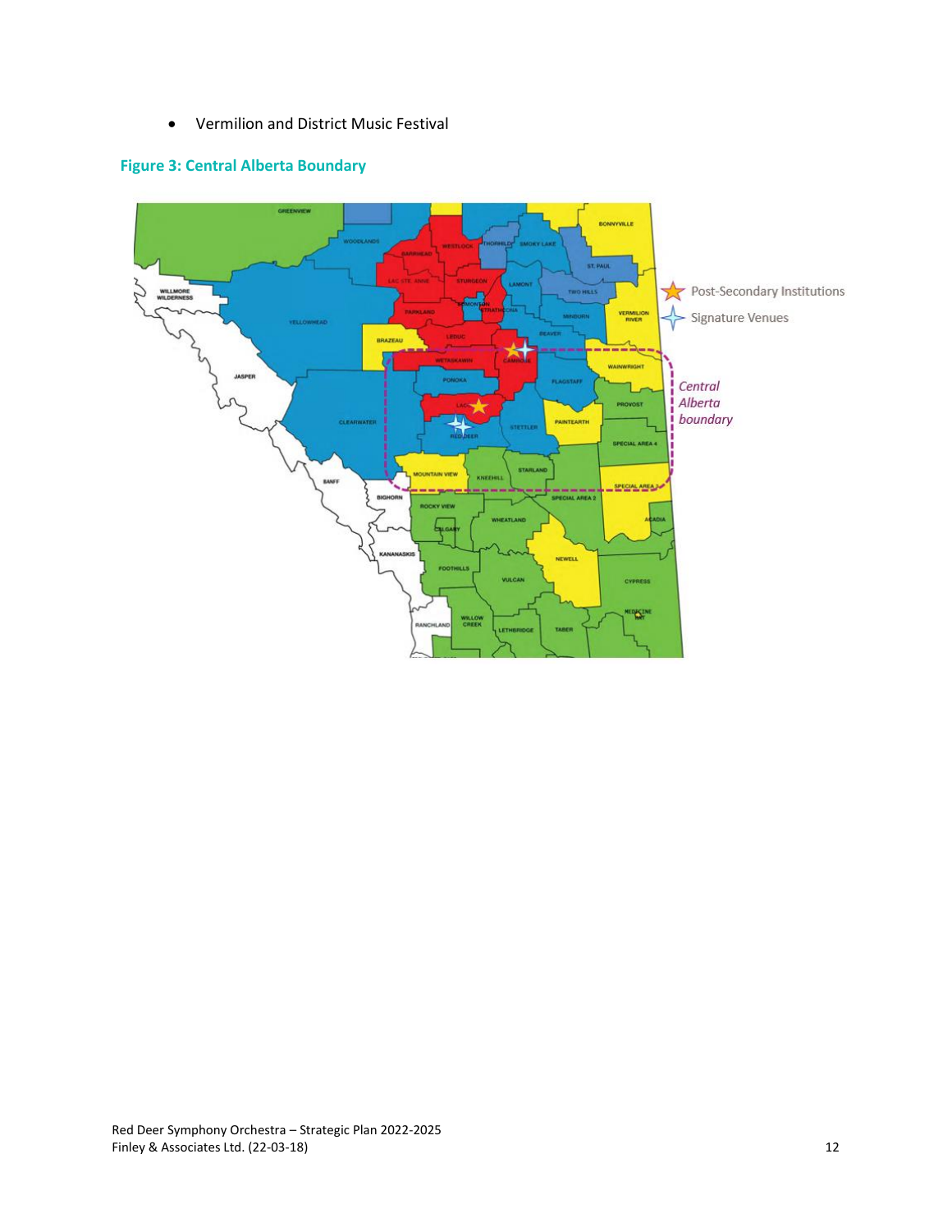- Vermilion and District Music Festival

**Figure 3: Central Alberta Boundary**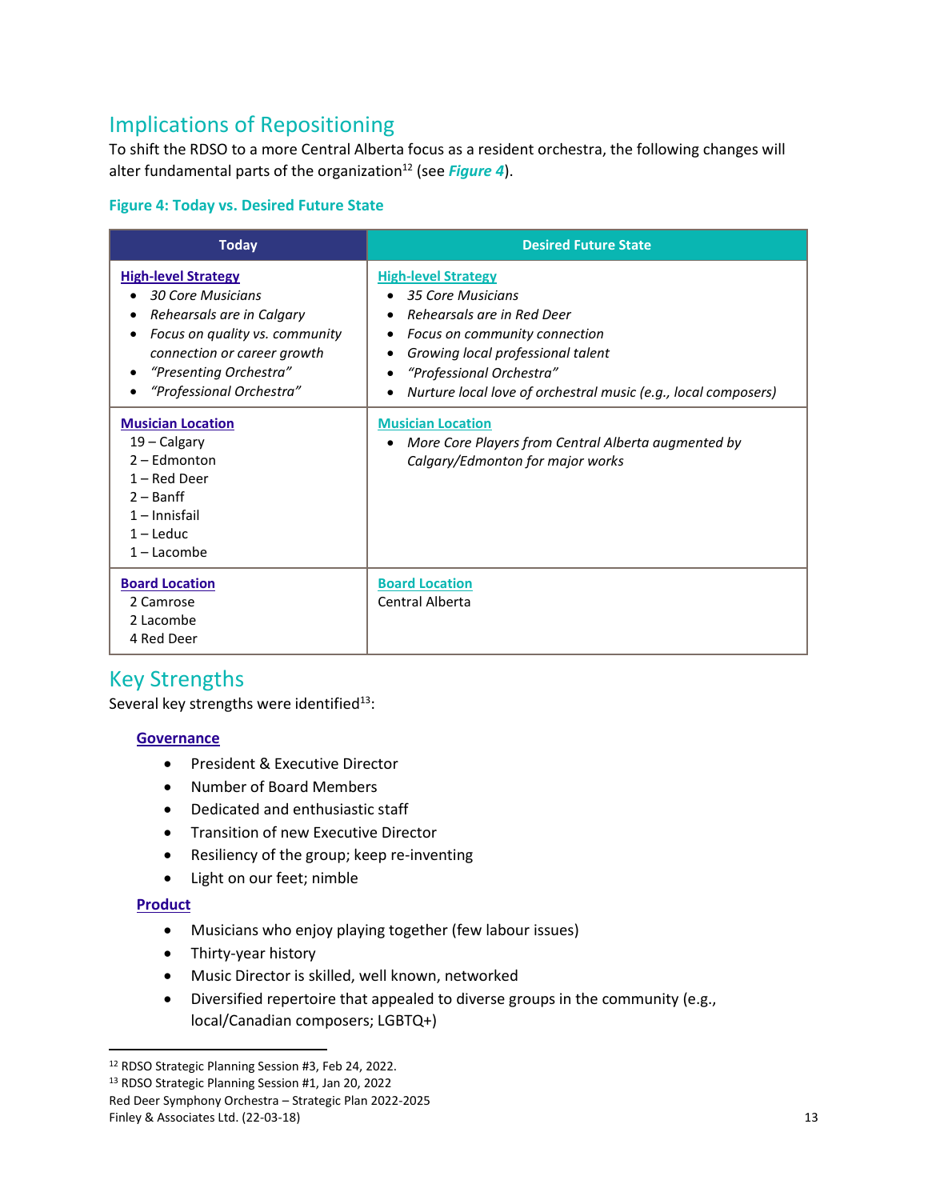## Implications of Repositioning

To shift the RDSO to a more Central Alberta focus as a resident orchestra, the following changes will alter fundamental parts of the organization[12] (see ***Figure 4***).

**Figure 4: Today vs. Desired Future State**

| Today | Desired Future State |
|---|---|
| **High-level Strategy**<br>• *30 Core Musicians*<br>• *Rehearsals are in Calgary*<br>• *Focus on quality vs. community connection or career growth*<br>• *"Presenting Orchestra"*<br>• *"Professional Orchestra"* | **High-level Strategy**<br>• *35 Core Musicians*<br>• *Rehearsals are in Red Deer*<br>• *Focus on community connection*<br>• *Growing local professional talent*<br>• *"Professional Orchestra"*<br>• *Nurture local love of orchestral music (e.g., local composers)* |
| **Musician Location**<br>19 – Calgary<br>2 – Edmonton<br>1 – Red Deer<br>2 – Banff<br>1 – Innisfail<br>1 – Leduc<br>1 – Lacombe | **Musician Location**<br>• *More Core Players from Central Alberta augmented by Calgary/Edmonton for major works* |
| **Board Location**<br>2 Camrose<br>2 Lacombe<br>4 Red Deer | **Board Location**<br>Central Alberta |

## Key Strengths

Several key strengths were identified[13]:

### Governance

- President & Executive Director
- Number of Board Members
- Dedicated and enthusiastic staff
- Transition of new Executive Director
- Resiliency of the group; keep re-inventing
- Light on our feet; nimble

### Product

- Musicians who enjoy playing together (few labour issues)
- Thirty-year history
- Music Director is skilled, well known, networked
- Diversified repertoire that appealed to diverse groups in the community (e.g., local/Canadian composers; LGBTQ+)

[12] RDSO Strategic Planning Session #3, Feb 24, 2022.
[13] RDSO Strategic Planning Session #1, Jan 20, 2022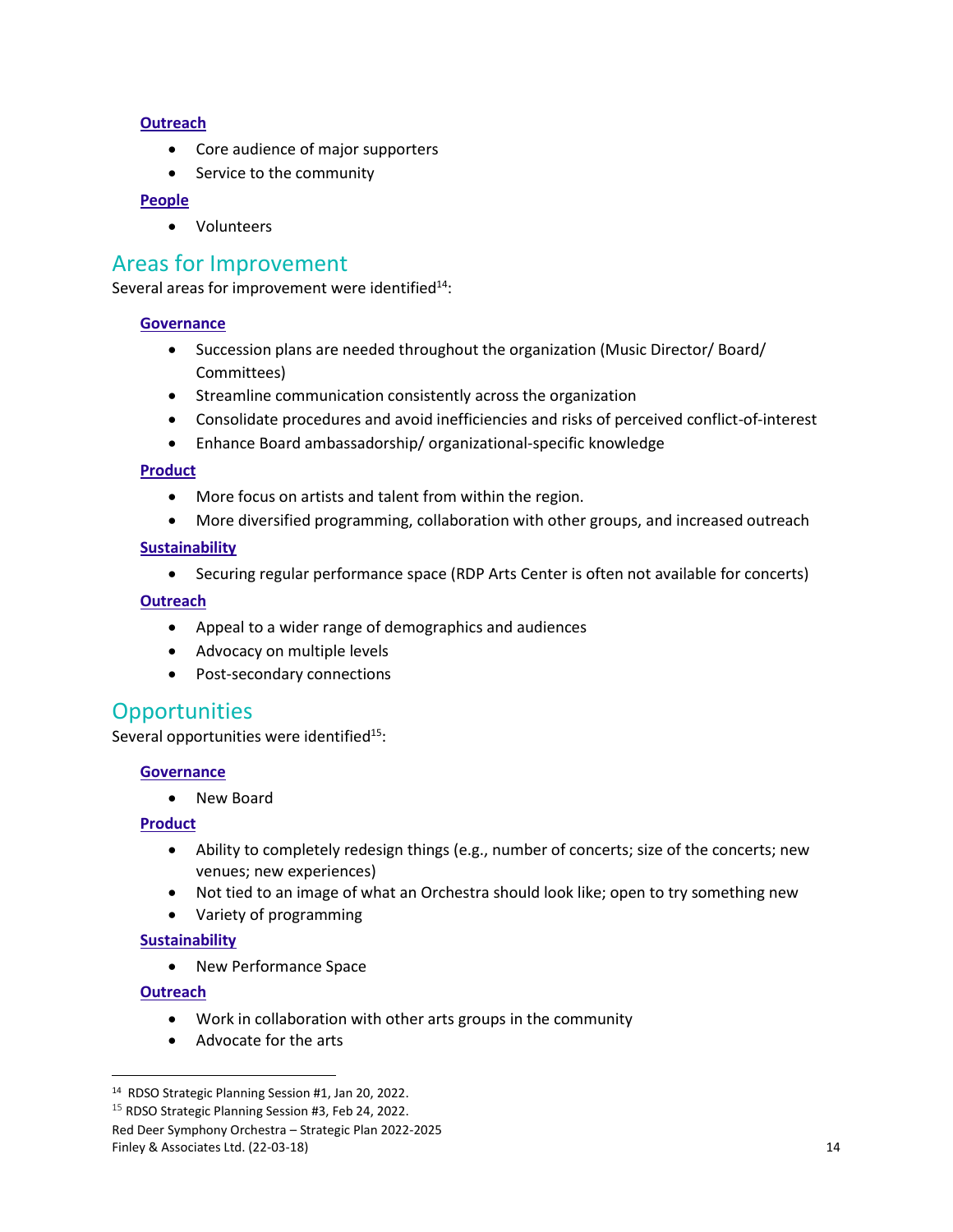**Outreach**

- Core audience of major supporters
- Service to the community

**People**

- Volunteers

## Areas for Improvement

Several areas for improvement were identified[14]:

**Governance**

- Succession plans are needed throughout the organization (Music Director/ Board/ Committees)
- Streamline communication consistently across the organization
- Consolidate procedures and avoid inefficiencies and risks of perceived conflict-of-interest
- Enhance Board ambassadorship/ organizational-specific knowledge

**Product**

- More focus on artists and talent from within the region.
- More diversified programming, collaboration with other groups, and increased outreach

**Sustainability**

- Securing regular performance space (RDP Arts Center is often not available for concerts)

**Outreach**

- Appeal to a wider range of demographics and audiences
- Advocacy on multiple levels
- Post-secondary connections

## Opportunities

Several opportunities were identified[15]:

**Governance**

- New Board

**Product**

- Ability to completely redesign things (e.g., number of concerts; size of the concerts; new venues; new experiences)
- Not tied to an image of what an Orchestra should look like; open to try something new
- Variety of programming

**Sustainability**

- New Performance Space

**Outreach**

- Work in collaboration with other arts groups in the community
- Advocate for the arts

---

[14] RDSO Strategic Planning Session #1, Jan 20, 2022.

[15] RDSO Strategic Planning Session #3, Feb 24, 2022.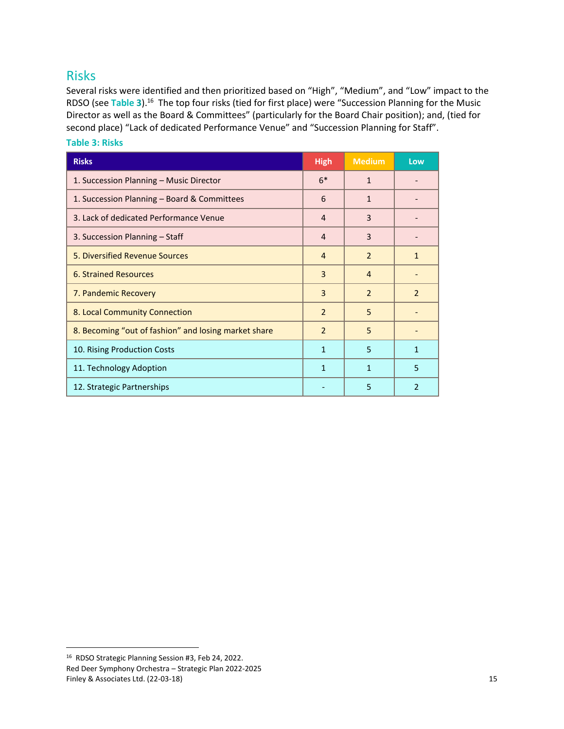## Risks

Several risks were identified and then prioritized based on "High", "Medium", and "Low" impact to the RDSO (see **Table 3**).[16] The top four risks (tied for first place) were "Succession Planning for the Music Director as well as the Board & Committees" (particularly for the Board Chair position); and, (tied for second place) "Lack of dedicated Performance Venue" and "Succession Planning for Staff".

**Table 3: Risks**

| Risks | High | Medium | Low |
|---|---|---|---|
| 1. Succession Planning – Music Director | 6* | 1 | - |
| 1. Succession Planning – Board & Committees | 6 | 1 | - |
| 3. Lack of dedicated Performance Venue | 4 | 3 | - |
| 3. Succession Planning – Staff | 4 | 3 | - |
| 5. Diversified Revenue Sources | 4 | 2 | 1 |
| 6. Strained Resources | 3 | 4 | - |
| 7. Pandemic Recovery | 3 | 2 | 2 |
| 8. Local Community Connection | 2 | 5 | - |
| 8. Becoming "out of fashion" and losing market share | 2 | 5 | - |
| 10. Rising Production Costs | 1 | 5 | 1 |
| 11. Technology Adoption | 1 | 1 | 5 |
| 12. Strategic Partnerships | - | 5 | 2 |

[16] RDSO Strategic Planning Session #3, Feb 24, 2022.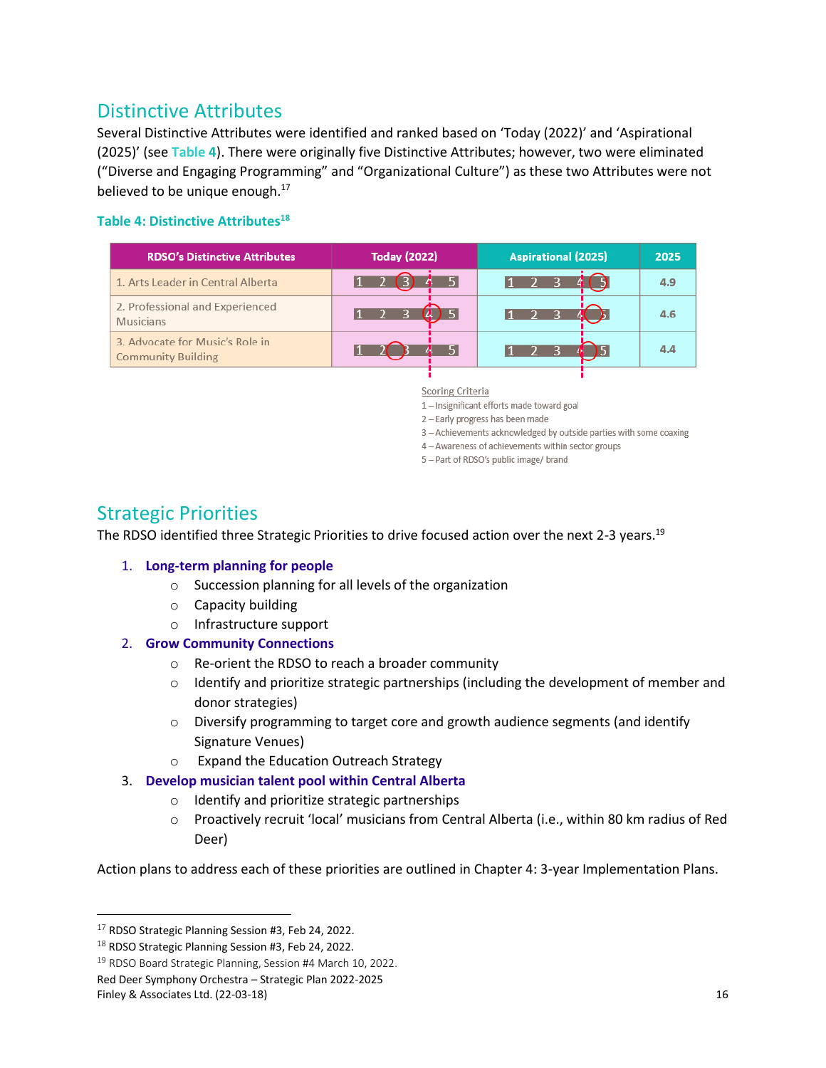## Distinctive Attributes

Several Distinctive Attributes were identified and ranked based on 'Today (2022)' and 'Aspirational (2025)' (see **Table 4**). There were originally five Distinctive Attributes; however, two were eliminated ("Diverse and Engaging Programming" and "Organizational Culture") as these two Attributes were not believed to be unique enough.[17]

**Table 4: Distinctive Attributes**[18]

| RDSO's Distinctive Attributes | Today (2022) | Aspirational (2025) | 2025 |
|---|---|---|---|
| 1. Arts Leader in Central Alberta | 1 2 (3) 4 5 | 1 2 3 4 (5) | 4.9 |
| 2. Professional and Experienced Musicians | 1 2 3 (4) 5 | 1 2 3 4 (5) | 4.6 |
| 3. Advocate for Music's Role in Community Building | 1 2 (3) 4 5 | 1 2 3 (4) 5 | 4.4 |

Scoring Criteria
1 – Insignificant efforts made toward goal
2 – Early progress has been made
3 – Achievements acknowledged by outside parties with some coaxing
4 – Awareness of achievements within sector groups
5 – Part of RDSO's public image/ brand

## Strategic Priorities

The RDSO identified three Strategic Priorities to drive focused action over the next 2-3 years.[19]

1. **Long-term planning for people**
   - Succession planning for all levels of the organization
   - Capacity building
   - Infrastructure support
2. **Grow Community Connections**
   - Re-orient the RDSO to reach a broader community
   - Identify and prioritize strategic partnerships (including the development of member and donor strategies)
   - Diversify programming to target core and growth audience segments (and identify Signature Venues)
   - Expand the Education Outreach Strategy
3. **Develop musician talent pool within Central Alberta**
   - Identify and prioritize strategic partnerships
   - Proactively recruit 'local' musicians from Central Alberta (i.e., within 80 km radius of Red Deer)

Action plans to address each of these priorities are outlined in Chapter 4: 3-year Implementation Plans.

---

[17] RDSO Strategic Planning Session #3, Feb 24, 2022.
[18] RDSO Strategic Planning Session #3, Feb 24, 2022.
[19] RDSO Board Strategic Planning, Session #4 March 10, 2022.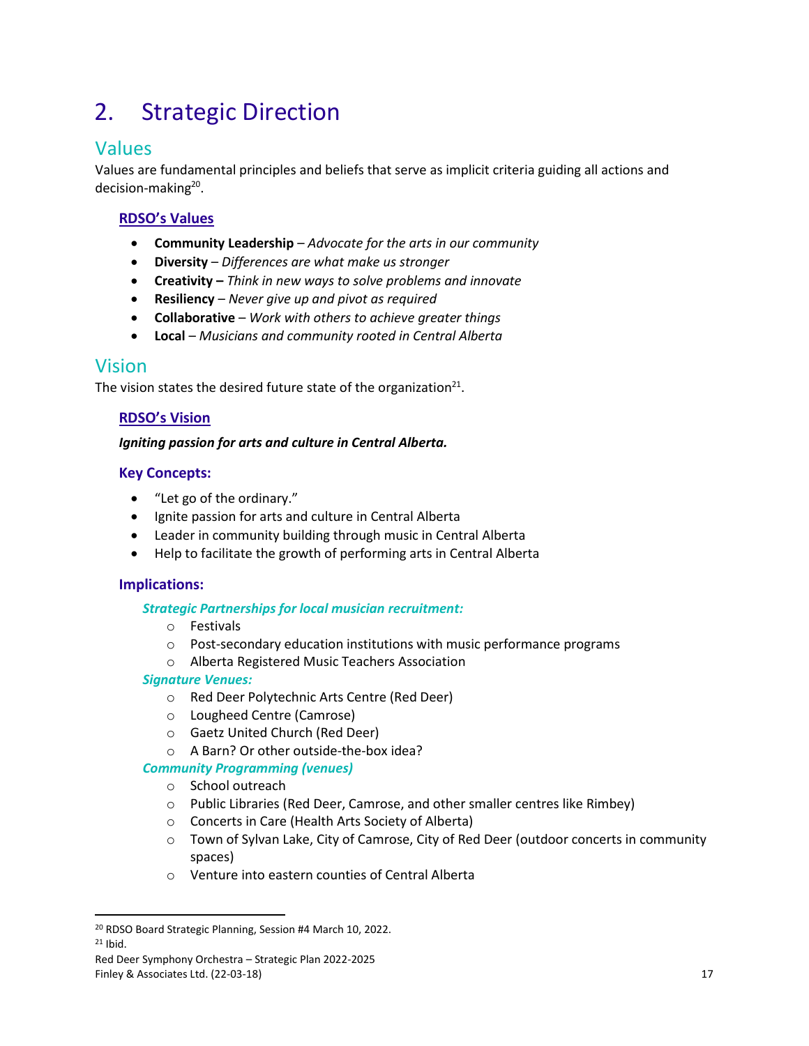# 2. Strategic Direction

## Values

Values are fundamental principles and beliefs that serve as implicit criteria guiding all actions and decision-making[20].

### RDSO's Values

- **Community Leadership** – *Advocate for the arts in our community*
- **Diversity** – *Differences are what make us stronger*
- **Creativity –** *Think in new ways to solve problems and innovate*
- **Resiliency** – *Never give up and pivot as required*
- **Collaborative** – *Work with others to achieve greater things*
- **Local** – *Musicians and community rooted in Central Alberta*

## Vision

The vision states the desired future state of the organization[21].

### RDSO's Vision

***Igniting passion for arts and culture in Central Alberta.***

#### Key Concepts:

- "Let go of the ordinary."
- Ignite passion for arts and culture in Central Alberta
- Leader in community building through music in Central Alberta
- Help to facilitate the growth of performing arts in Central Alberta

#### Implications:

***Strategic Partnerships for local musician recruitment:***

- Festivals
- Post-secondary education institutions with music performance programs
- Alberta Registered Music Teachers Association

***Signature Venues:***

- Red Deer Polytechnic Arts Centre (Red Deer)
- Lougheed Centre (Camrose)
- Gaetz United Church (Red Deer)
- A Barn? Or other outside-the-box idea?

***Community Programming (venues)***

- School outreach
- Public Libraries (Red Deer, Camrose, and other smaller centres like Rimbey)
- Concerts in Care (Health Arts Society of Alberta)
- Town of Sylvan Lake, City of Camrose, City of Red Deer (outdoor concerts in community spaces)
- Venture into eastern counties of Central Alberta

---

[20] RDSO Board Strategic Planning, Session #4 March 10, 2022.

[21] Ibid.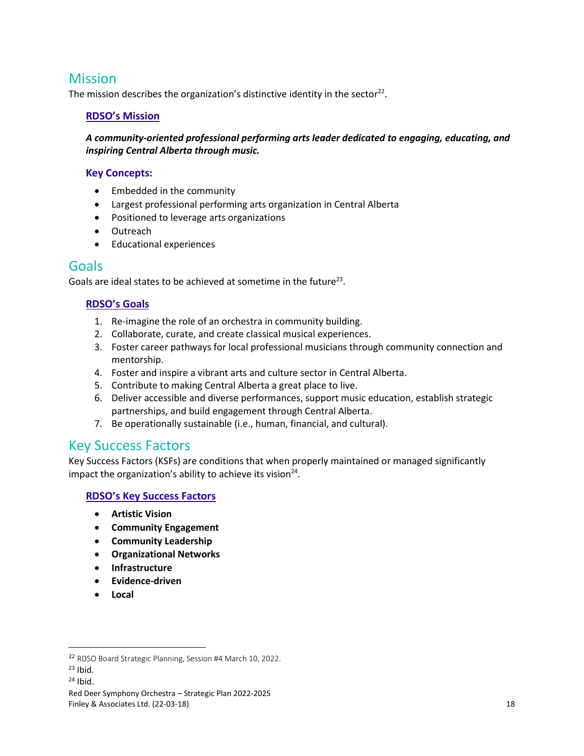## Mission

The mission describes the organization's distinctive identity in the sector[22].

### RDSO's Mission

***A community-oriented professional performing arts leader dedicated to engaging, educating, and inspiring Central Alberta through music.***

### Key Concepts:

- Embedded in the community
- Largest professional performing arts organization in Central Alberta
- Positioned to leverage arts organizations
- Outreach
- Educational experiences

## Goals

Goals are ideal states to be achieved at sometime in the future[23].

### RDSO's Goals

1. Re-imagine the role of an orchestra in community building.
2. Collaborate, curate, and create classical musical experiences.
3. Foster career pathways for local professional musicians through community connection and mentorship.
4. Foster and inspire a vibrant arts and culture sector in Central Alberta.
5. Contribute to making Central Alberta a great place to live.
6. Deliver accessible and diverse performances, support music education, establish strategic partnerships, and build engagement through Central Alberta.
7. Be operationally sustainable (i.e., human, financial, and cultural).

## Key Success Factors

Key Success Factors (KSFs) are conditions that when properly maintained or managed significantly impact the organization's ability to achieve its vision[24].

### RDSO's Key Success Factors

- **Artistic Vision**
- **Community Engagement**
- **Community Leadership**
- **Organizational Networks**
- **Infrastructure**
- **Evidence-driven**
- **Local**

---

[22] RDSO Board Strategic Planning, Session #4 March 10, 2022.

[23] Ibid.

[24] Ibid.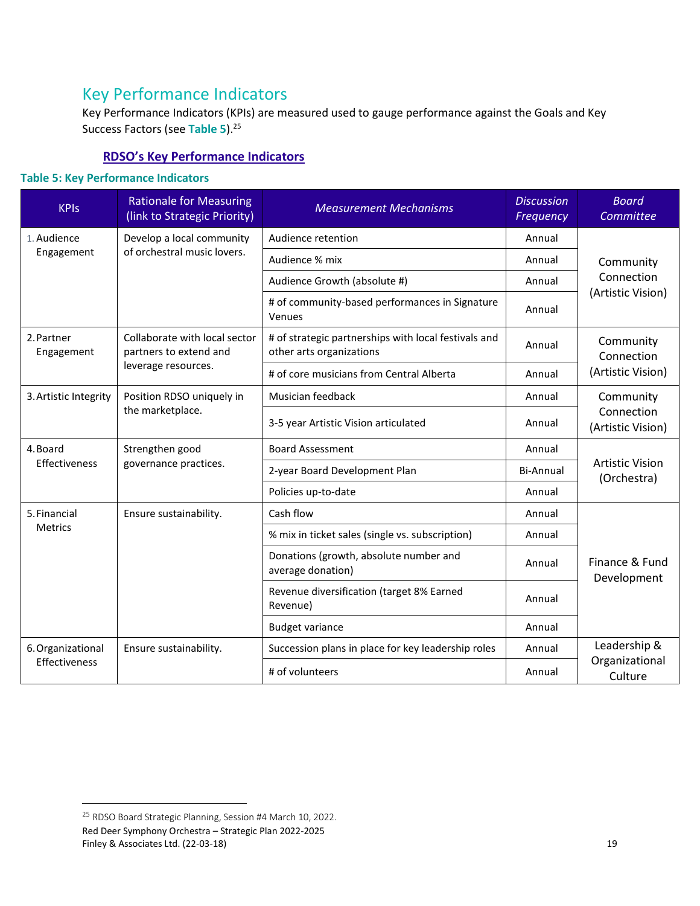## Key Performance Indicators

Key Performance Indicators (KPIs) are measured used to gauge performance against the Goals and Key Success Factors (see **Table 5**).[25]

**RDSO's Key Performance Indicators**

**Table 5: Key Performance Indicators**

| KPIs | Rationale for Measuring (link to Strategic Priority) | *Measurement Mechanisms* | *Discussion Frequency* | *Board Committee* |
|---|---|---|---|---|
| 1. Audience Engagement | Develop a local community of orchestral music lovers. | Audience retention | Annual | Community Connection (Artistic Vision) |
| | | Audience % mix | Annual | |
| | | Audience Growth (absolute #) | Annual | |
| | | # of community-based performances in Signature Venues | Annual | |
| 2. Partner Engagement | Collaborate with local sector partners to extend and leverage resources. | # of strategic partnerships with local festivals and other arts organizations | Annual | Community Connection (Artistic Vision) |
| | | # of core musicians from Central Alberta | Annual | |
| 3. Artistic Integrity | Position RDSO uniquely in the marketplace. | Musician feedback | Annual | Community Connection (Artistic Vision) |
| | | 3-5 year Artistic Vision articulated | Annual | |
| 4. Board Effectiveness | Strengthen good governance practices. | Board Assessment | Annual | Artistic Vision (Orchestra) |
| | | 2-year Board Development Plan | Bi-Annual | |
| | | Policies up-to-date | Annual | |
| 5. Financial Metrics | Ensure sustainability. | Cash flow | Annual | Finance & Fund Development |
| | | % mix in ticket sales (single vs. subscription) | Annual | |
| | | Donations (growth, absolute number and average donation) | Annual | |
| | | Revenue diversification (target 8% Earned Revenue) | Annual | |
| | | Budget variance | Annual | |
| 6. Organizational Effectiveness | Ensure sustainability. | Succession plans in place for key leadership roles | Annual | Leadership & Organizational Culture |
| | | # of volunteers | Annual | |

[25] RDSO Board Strategic Planning, Session #4 March 10, 2022.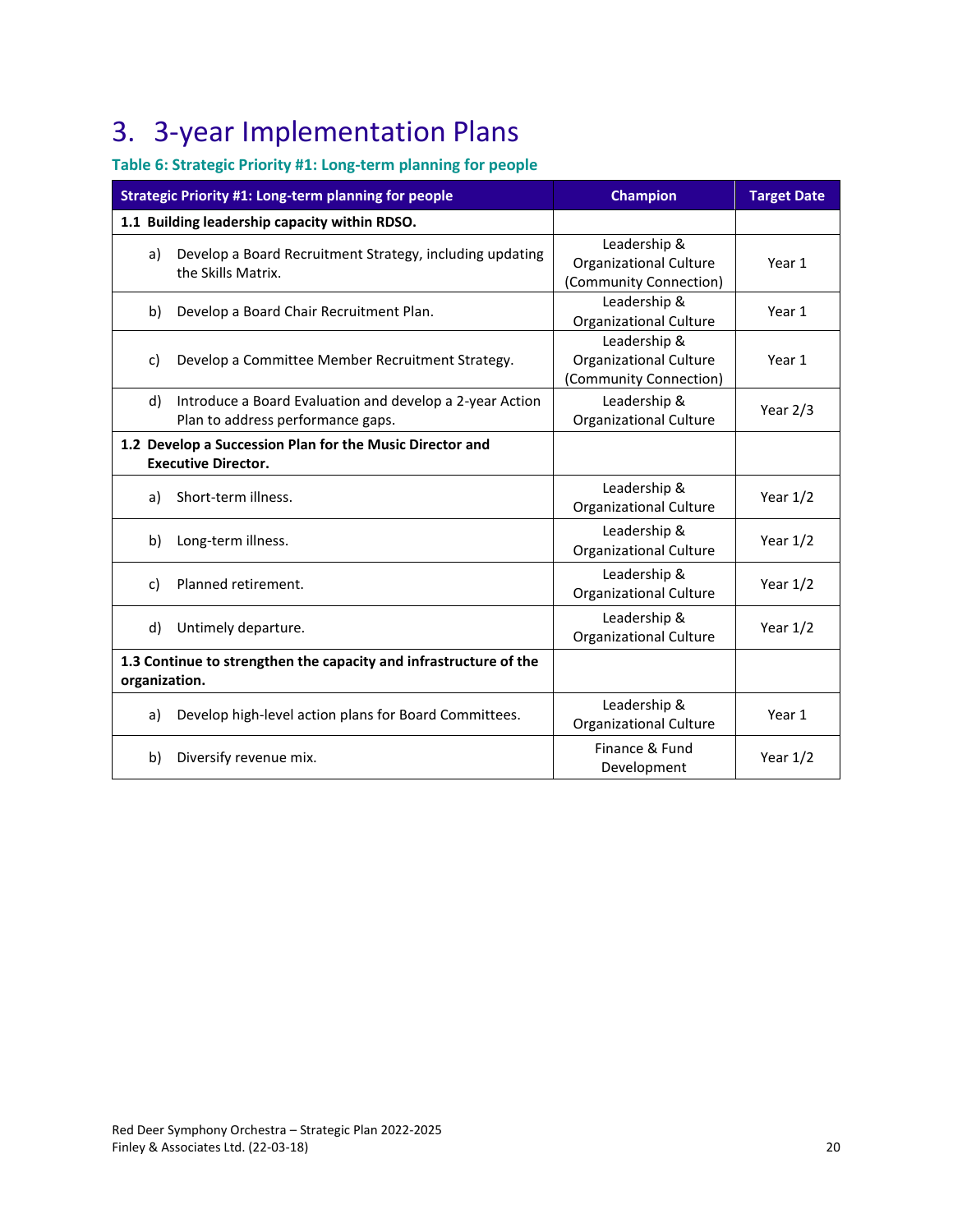# 3. 3-year Implementation Plans

**Table 6: Strategic Priority #1: Long-term planning for people**

| Strategic Priority #1: Long-term planning for people | Champion | Target Date |
|---|---|---|
| **1.1 Building leadership capacity within RDSO.** | | |
| a) Develop a Board Recruitment Strategy, including updating the Skills Matrix. | Leadership & Organizational Culture (Community Connection) | Year 1 |
| b) Develop a Board Chair Recruitment Plan. | Leadership & Organizational Culture | Year 1 |
| c) Develop a Committee Member Recruitment Strategy. | Leadership & Organizational Culture (Community Connection) | Year 1 |
| d) Introduce a Board Evaluation and develop a 2-year Action Plan to address performance gaps. | Leadership & Organizational Culture | Year 2/3 |
| **1.2 Develop a Succession Plan for the Music Director and Executive Director.** | | |
| a) Short-term illness. | Leadership & Organizational Culture | Year 1/2 |
| b) Long-term illness. | Leadership & Organizational Culture | Year 1/2 |
| c) Planned retirement. | Leadership & Organizational Culture | Year 1/2 |
| d) Untimely departure. | Leadership & Organizational Culture | Year 1/2 |
| **1.3 Continue to strengthen the capacity and infrastructure of the organization.** | | |
| a) Develop high-level action plans for Board Committees. | Leadership & Organizational Culture | Year 1 |
| b) Diversify revenue mix. | Finance & Fund Development | Year 1/2 |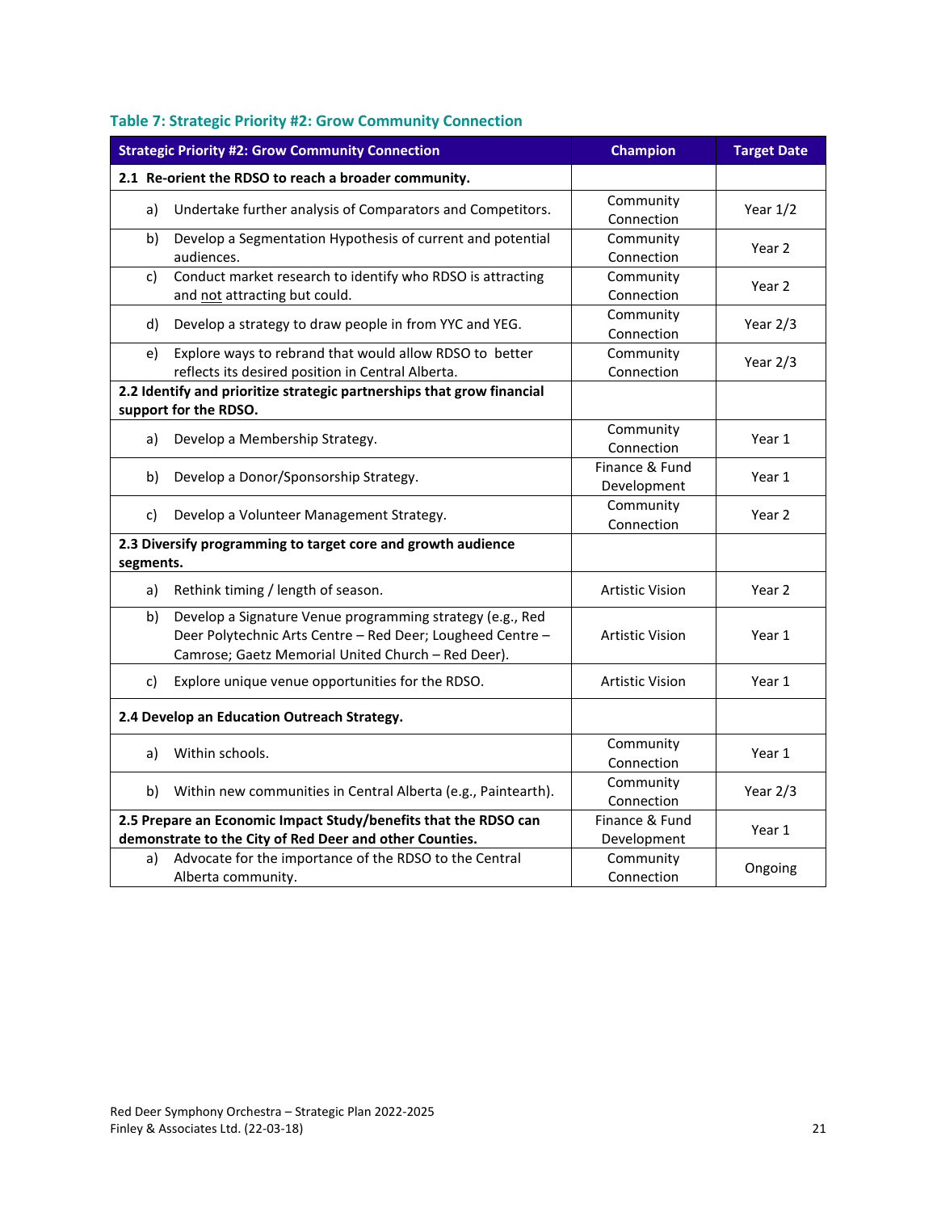### Table 7: Strategic Priority #2: Grow Community Connection

| Strategic Priority #2: Grow Community Connection | Champion | Target Date |
|---|---|---|
| **2.1 Re-orient the RDSO to reach a broader community.** | | |
| a) Undertake further analysis of Comparators and Competitors. | Community Connection | Year 1/2 |
| b) Develop a Segmentation Hypothesis of current and potential audiences. | Community Connection | Year 2 |
| c) Conduct market research to identify who RDSO is attracting and not attracting but could. | Community Connection | Year 2 |
| d) Develop a strategy to draw people in from YYC and YEG. | Community Connection | Year 2/3 |
| e) Explore ways to rebrand that would allow RDSO to better reflects its desired position in Central Alberta. | Community Connection | Year 2/3 |
| **2.2 Identify and prioritize strategic partnerships that grow financial support for the RDSO.** | | |
| a) Develop a Membership Strategy. | Community Connection | Year 1 |
| b) Develop a Donor/Sponsorship Strategy. | Finance & Fund Development | Year 1 |
| c) Develop a Volunteer Management Strategy. | Community Connection | Year 2 |
| **2.3 Diversify programming to target core and growth audience segments.** | | |
| a) Rethink timing / length of season. | Artistic Vision | Year 2 |
| b) Develop a Signature Venue programming strategy (e.g., Red Deer Polytechnic Arts Centre – Red Deer; Lougheed Centre – Camrose; Gaetz Memorial United Church – Red Deer). | Artistic Vision | Year 1 |
| c) Explore unique venue opportunities for the RDSO. | Artistic Vision | Year 1 |
| **2.4 Develop an Education Outreach Strategy.** | | |
| a) Within schools. | Community Connection | Year 1 |
| b) Within new communities in Central Alberta (e.g., Paintearth). | Community Connection | Year 2/3 |
| **2.5 Prepare an Economic Impact Study/benefits that the RDSO can demonstrate to the City of Red Deer and other Counties.** | Finance & Fund Development | Year 1 |
| a) Advocate for the importance of the RDSO to the Central Alberta community. | Community Connection | Ongoing |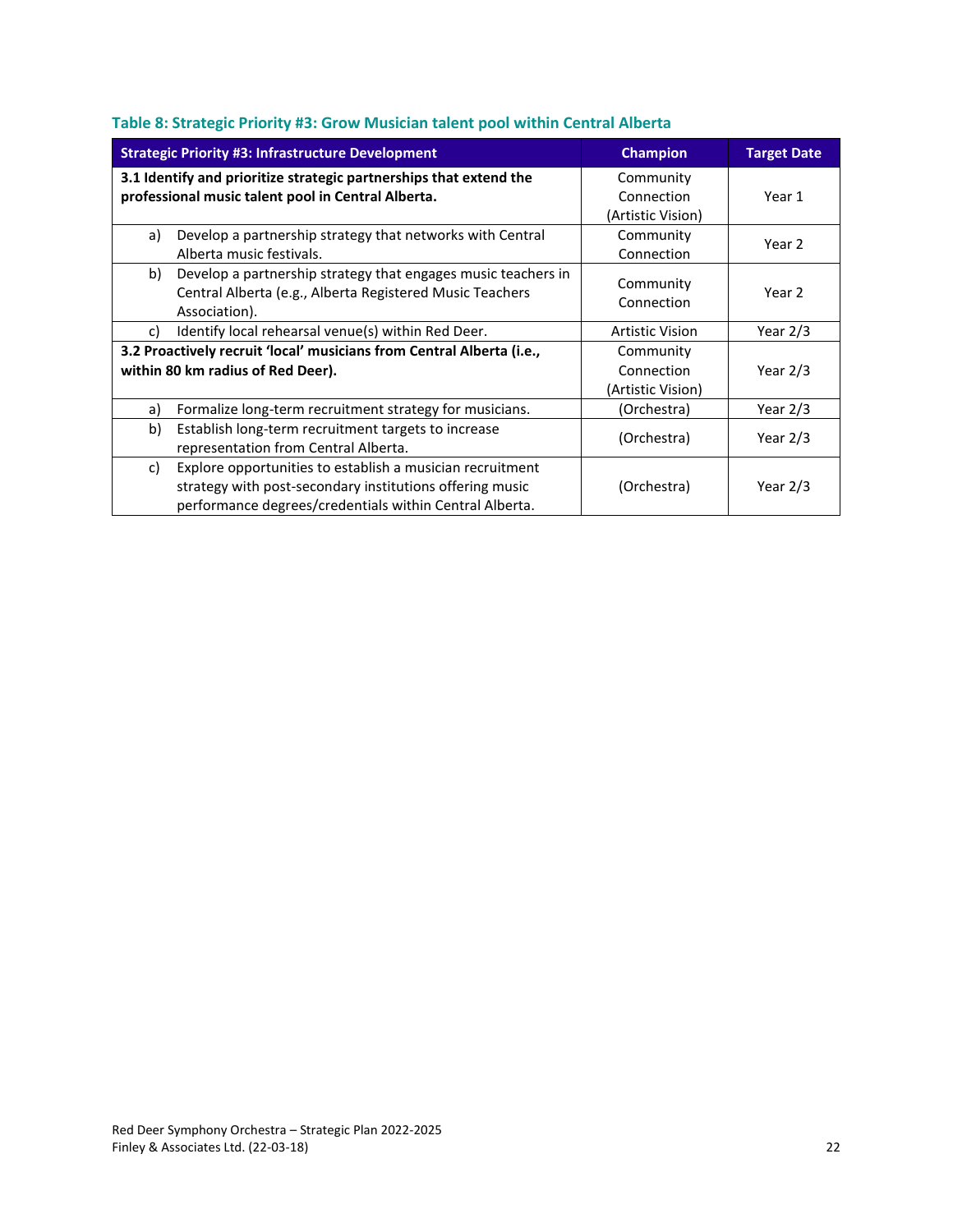### Table 8: Strategic Priority #3: Grow Musician talent pool within Central Alberta

| Strategic Priority #3: Infrastructure Development | Champion | Target Date |
|---|---|---|
| **3.1 Identify and prioritize strategic partnerships that extend the professional music talent pool in Central Alberta.** | Community Connection (Artistic Vision) | Year 1 |
| a) Develop a partnership strategy that networks with Central Alberta music festivals. | Community Connection | Year 2 |
| b) Develop a partnership strategy that engages music teachers in Central Alberta (e.g., Alberta Registered Music Teachers Association). | Community Connection | Year 2 |
| c) Identify local rehearsal venue(s) within Red Deer. | Artistic Vision | Year 2/3 |
| **3.2 Proactively recruit 'local' musicians from Central Alberta (i.e., within 80 km radius of Red Deer).** | Community Connection (Artistic Vision) | Year 2/3 |
| a) Formalize long-term recruitment strategy for musicians. | (Orchestra) | Year 2/3 |
| b) Establish long-term recruitment targets to increase representation from Central Alberta. | (Orchestra) | Year 2/3 |
| c) Explore opportunities to establish a musician recruitment strategy with post-secondary institutions offering music performance degrees/credentials within Central Alberta. | (Orchestra) | Year 2/3 |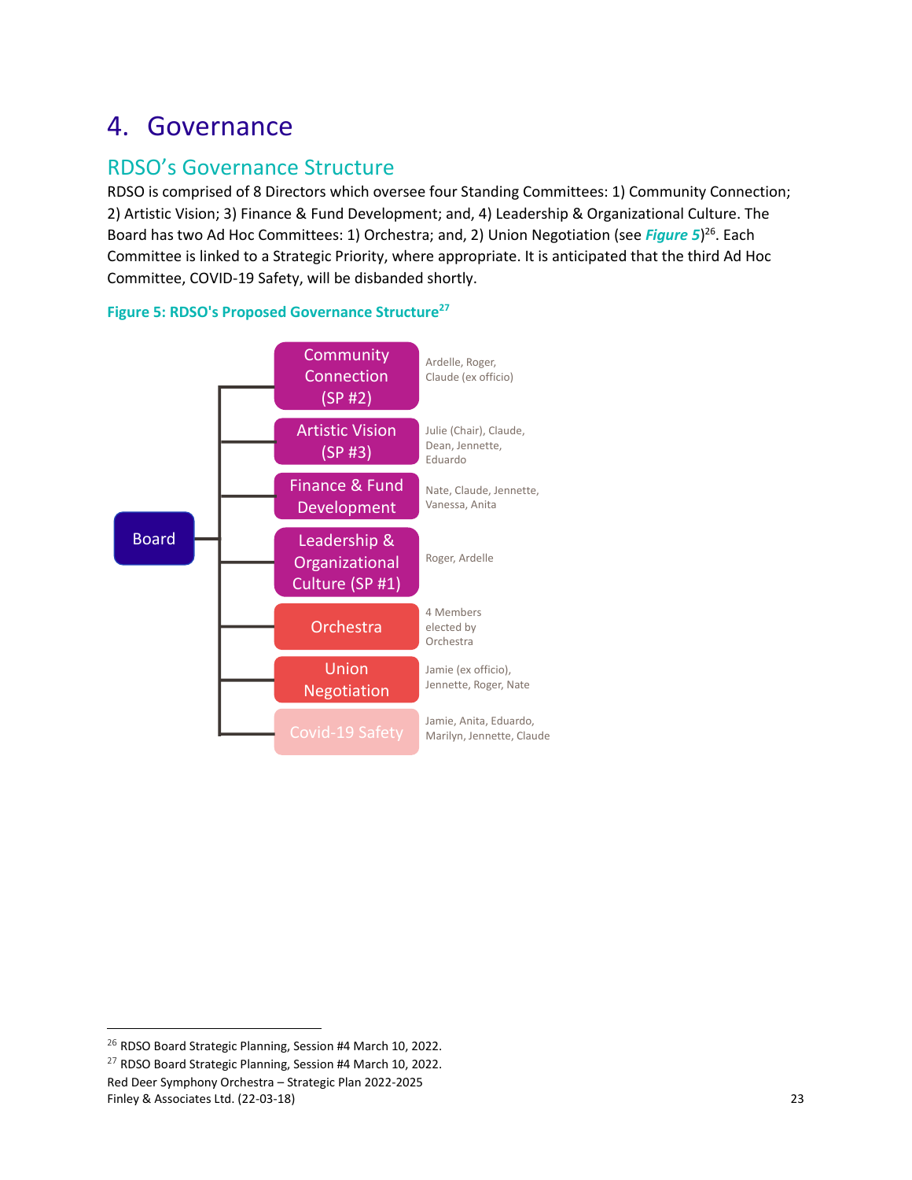# 4. Governance

## RDSO's Governance Structure

RDSO is comprised of 8 Directors which oversee four Standing Committees: 1) Community Connection; 2) Artistic Vision; 3) Finance & Fund Development; and, 4) Leadership & Organizational Culture. The Board has two Ad Hoc Committees: 1) Orchestra; and, 2) Union Negotiation (see ***Figure 5***)[26]. Each Committee is linked to a Strategic Priority, where appropriate. It is anticipated that the third Ad Hoc Committee, COVID-19 Safety, will be disbanded shortly.

**Figure 5: RDSO's Proposed Governance Structure**[27]

Board

- Community Connection (SP #2) — Ardelle, Roger, Claude (ex officio)
- Artistic Vision (SP #3) — Julie (Chair), Claude, Dean, Jennette, Eduardo
- Finance & Fund Development — Nate, Claude, Jennette, Vanessa, Anita
- Leadership & Organizational Culture (SP #1) — Roger, Ardelle
- Orchestra — 4 Members elected by Orchestra
- Union Negotiation — Jamie (ex officio), Jennette, Roger, Nate
- Covid-19 Safety — Jamie, Anita, Eduardo, Marilyn, Jennette, Claude

---

[26] RDSO Board Strategic Planning, Session #4 March 10, 2022.

[27] RDSO Board Strategic Planning, Session #4 March 10, 2022.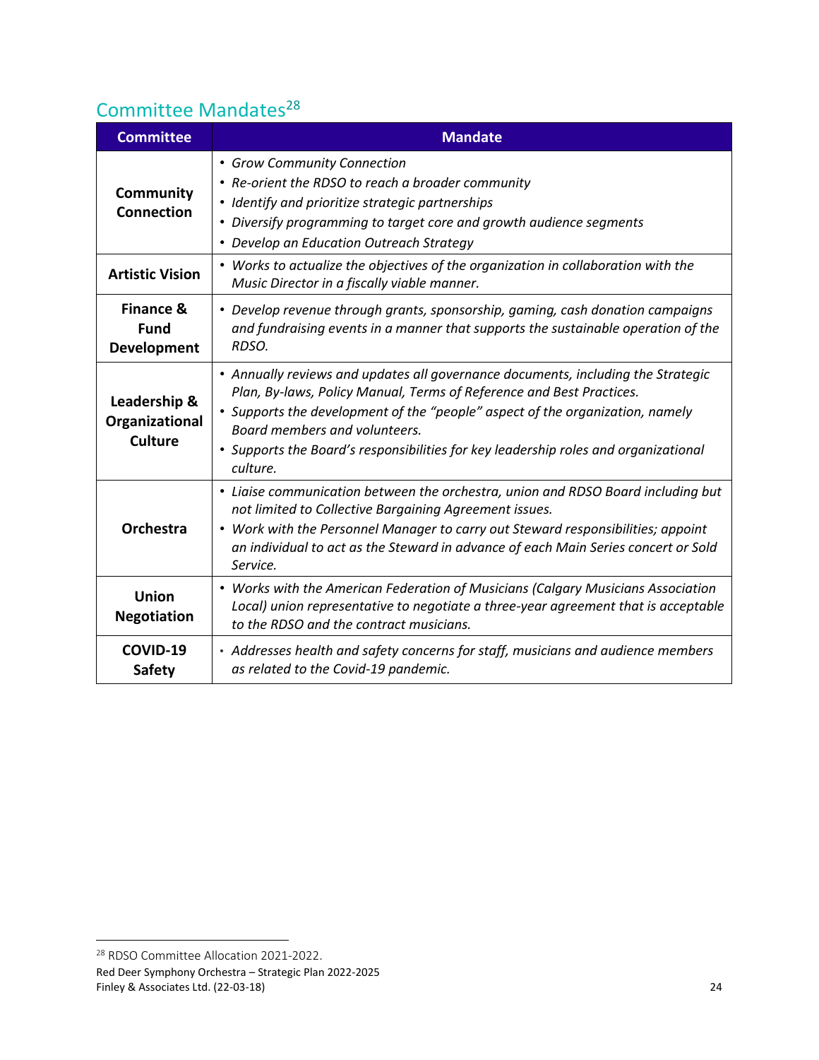## Committee Mandates[28]

| Committee | Mandate |
|---|---|
| **Community Connection** | • *Grow Community Connection*<br>• *Re-orient the RDSO to reach a broader community*<br>• *Identify and prioritize strategic partnerships*<br>• *Diversify programming to target core and growth audience segments*<br>• *Develop an Education Outreach Strategy* |
| **Artistic Vision** | • *Works to actualize the objectives of the organization in collaboration with the Music Director in a fiscally viable manner.* |
| **Finance & Fund Development** | • *Develop revenue through grants, sponsorship, gaming, cash donation campaigns and fundraising events in a manner that supports the sustainable operation of the RDSO.* |
| **Leadership & Organizational Culture** | • *Annually reviews and updates all governance documents, including the Strategic Plan, By-laws, Policy Manual, Terms of Reference and Best Practices.*<br>• *Supports the development of the "people" aspect of the organization, namely Board members and volunteers.*<br>• *Supports the Board's responsibilities for key leadership roles and organizational culture.* |
| **Orchestra** | • *Liaise communication between the orchestra, union and RDSO Board including but not limited to Collective Bargaining Agreement issues.*<br>• *Work with the Personnel Manager to carry out Steward responsibilities; appoint an individual to act as the Steward in advance of each Main Series concert or Sold Service.* |
| **Union Negotiation** | • *Works with the American Federation of Musicians (Calgary Musicians Association Local) union representative to negotiate a three-year agreement that is acceptable to the RDSO and the contract musicians.* |
| **COVID-19 Safety** | • *Addresses health and safety concerns for staff, musicians and audience members as related to the Covid-19 pandemic.* |

[28] RDSO Committee Allocation 2021-2022.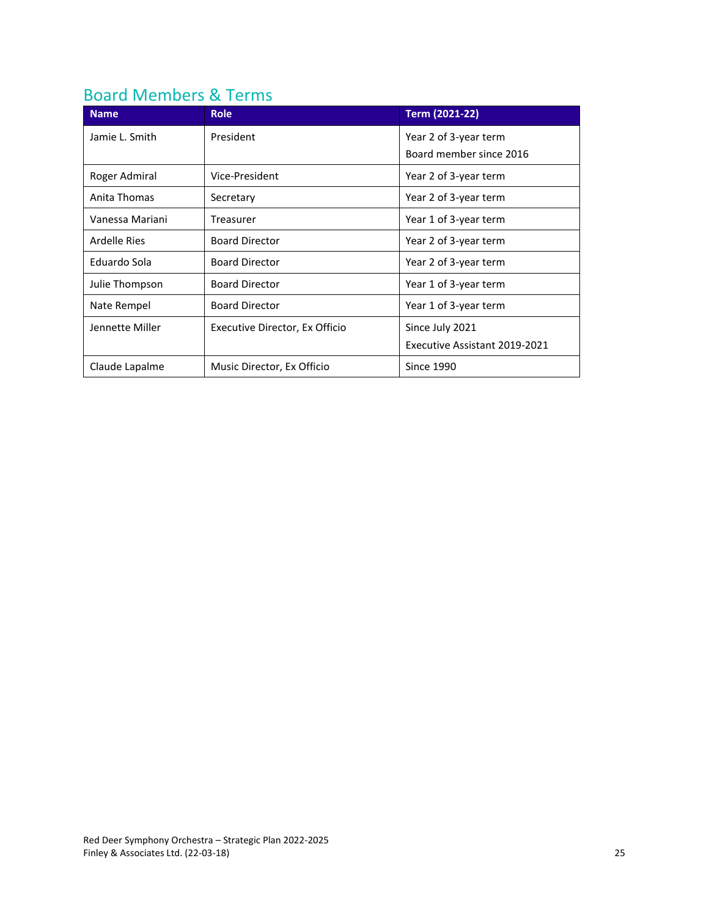## Board Members & Terms

| Name | Role | Term (2021-22) |
|---|---|---|
| Jamie L. Smith | President | Year 2 of 3-year term<br>Board member since 2016 |
| Roger Admiral | Vice-President | Year 2 of 3-year term |
| Anita Thomas | Secretary | Year 2 of 3-year term |
| Vanessa Mariani | Treasurer | Year 1 of 3-year term |
| Ardelle Ries | Board Director | Year 2 of 3-year term |
| Eduardo Sola | Board Director | Year 2 of 3-year term |
| Julie Thompson | Board Director | Year 1 of 3-year term |
| Nate Rempel | Board Director | Year 1 of 3-year term |
| Jennette Miller | Executive Director, Ex Officio | Since July 2021<br>Executive Assistant 2019-2021 |
| Claude Lapalme | Music Director, Ex Officio | Since 1990 |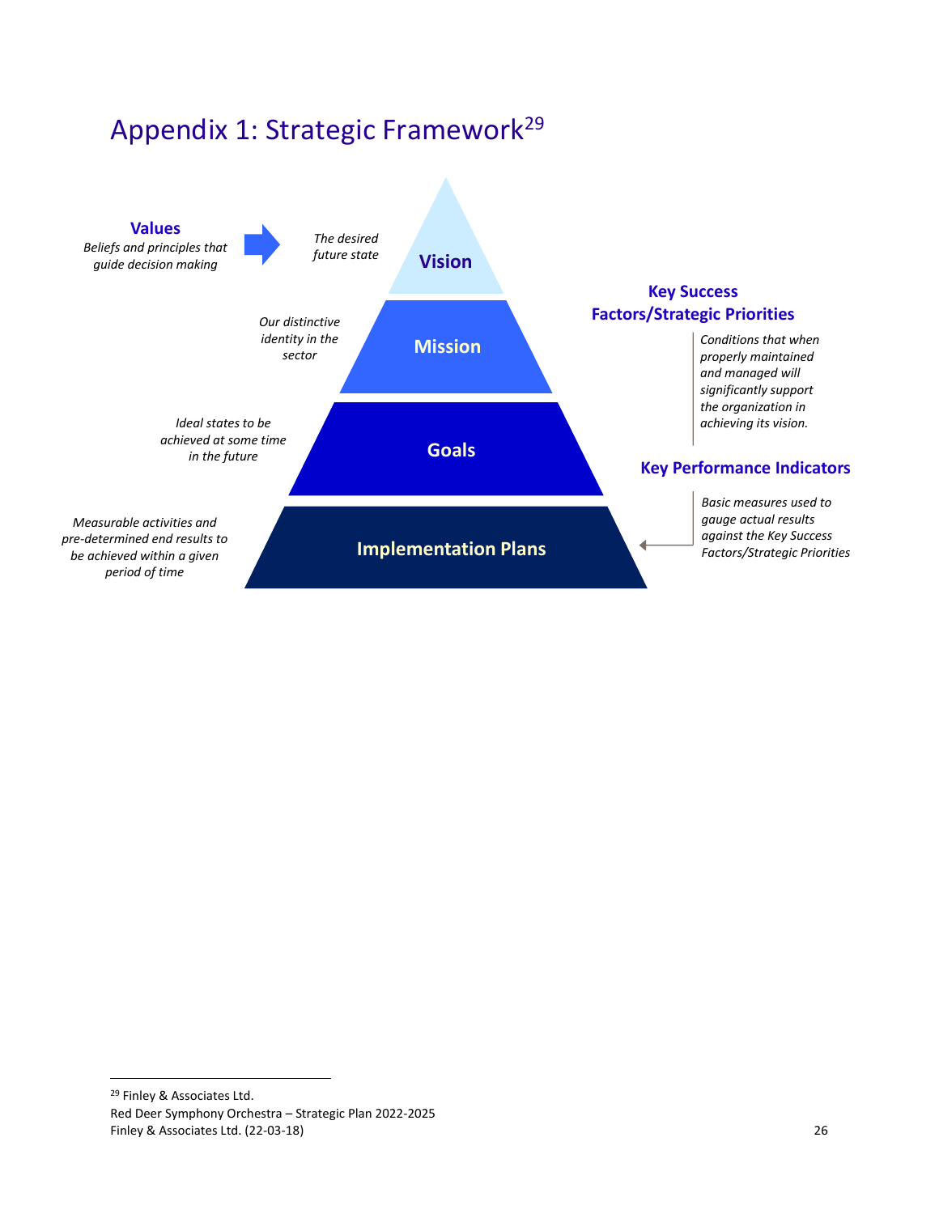# Appendix 1: Strategic Framework[29]

**Values**
*Beliefs and principles that guide decision making*

**Vision**
*The desired future state*

**Mission**
*Our distinctive identity in the sector*

**Goals**
*Ideal states to be achieved at some time in the future*

**Implementation Plans**
*Measurable activities and pre-determined end results to be achieved within a given period of time*

**Key Success Factors/Strategic Priorities**
*Conditions that when properly maintained and managed will significantly support the organization in achieving its vision.*

**Key Performance Indicators**
*Basic measures used to gauge actual results against the Key Success Factors/Strategic Priorities*

---

[29] Finley & Associates Ltd.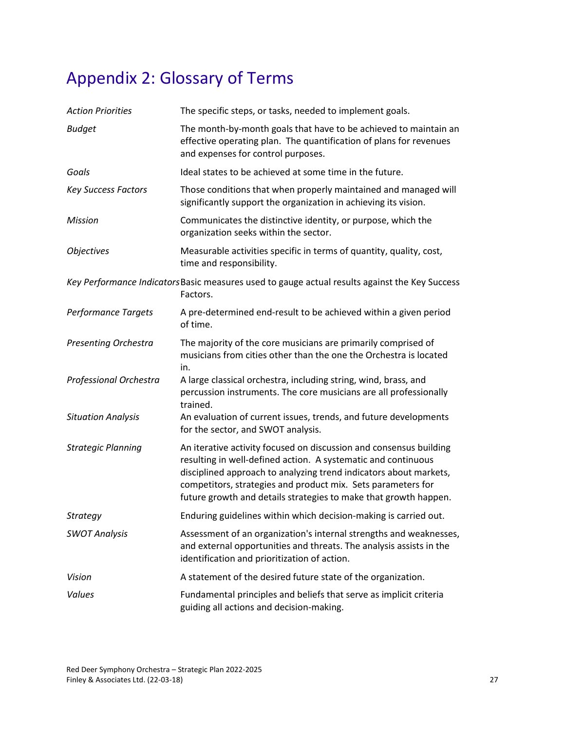# Appendix 2: Glossary of Terms

| | |
|---|---|
| *Action Priorities* | The specific steps, or tasks, needed to implement goals. |
| *Budget* | The month-by-month goals that have to be achieved to maintain an effective operating plan. The quantification of plans for revenues and expenses for control purposes. |
| *Goals* | Ideal states to be achieved at some time in the future. |
| *Key Success Factors* | Those conditions that when properly maintained and managed will significantly support the organization in achieving its vision. |
| *Mission* | Communicates the distinctive identity, or purpose, which the organization seeks within the sector. |
| *Objectives* | Measurable activities specific in terms of quantity, quality, cost, time and responsibility. |
| *Key Performance Indicators* | Basic measures used to gauge actual results against the Key Success Factors. |
| *Performance Targets* | A pre-determined end-result to be achieved within a given period of time. |
| *Presenting Orchestra* | The majority of the core musicians are primarily comprised of musicians from cities other than the one the Orchestra is located in. |
| *Professional Orchestra* | A large classical orchestra, including string, wind, brass, and percussion instruments. The core musicians are all professionally trained. |
| *Situation Analysis* | An evaluation of current issues, trends, and future developments for the sector, and SWOT analysis. |
| *Strategic Planning* | An iterative activity focused on discussion and consensus building resulting in well-defined action. A systematic and continuous disciplined approach to analyzing trend indicators about markets, competitors, strategies and product mix. Sets parameters for future growth and details strategies to make that growth happen. |
| *Strategy* | Enduring guidelines within which decision-making is carried out. |
| *SWOT Analysis* | Assessment of an organization's internal strengths and weaknesses, and external opportunities and threats. The analysis assists in the identification and prioritization of action. |
| *Vision* | A statement of the desired future state of the organization. |
| *Values* | Fundamental principles and beliefs that serve as implicit criteria guiding all actions and decision-making. |